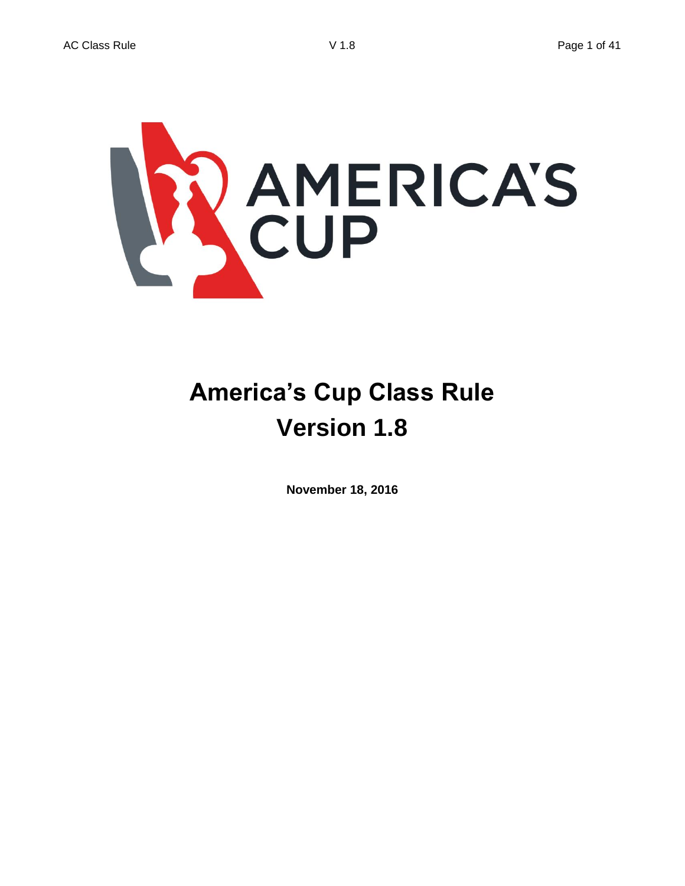# America's Cup Class Rule
# Version 1.8

**November 18, 2016**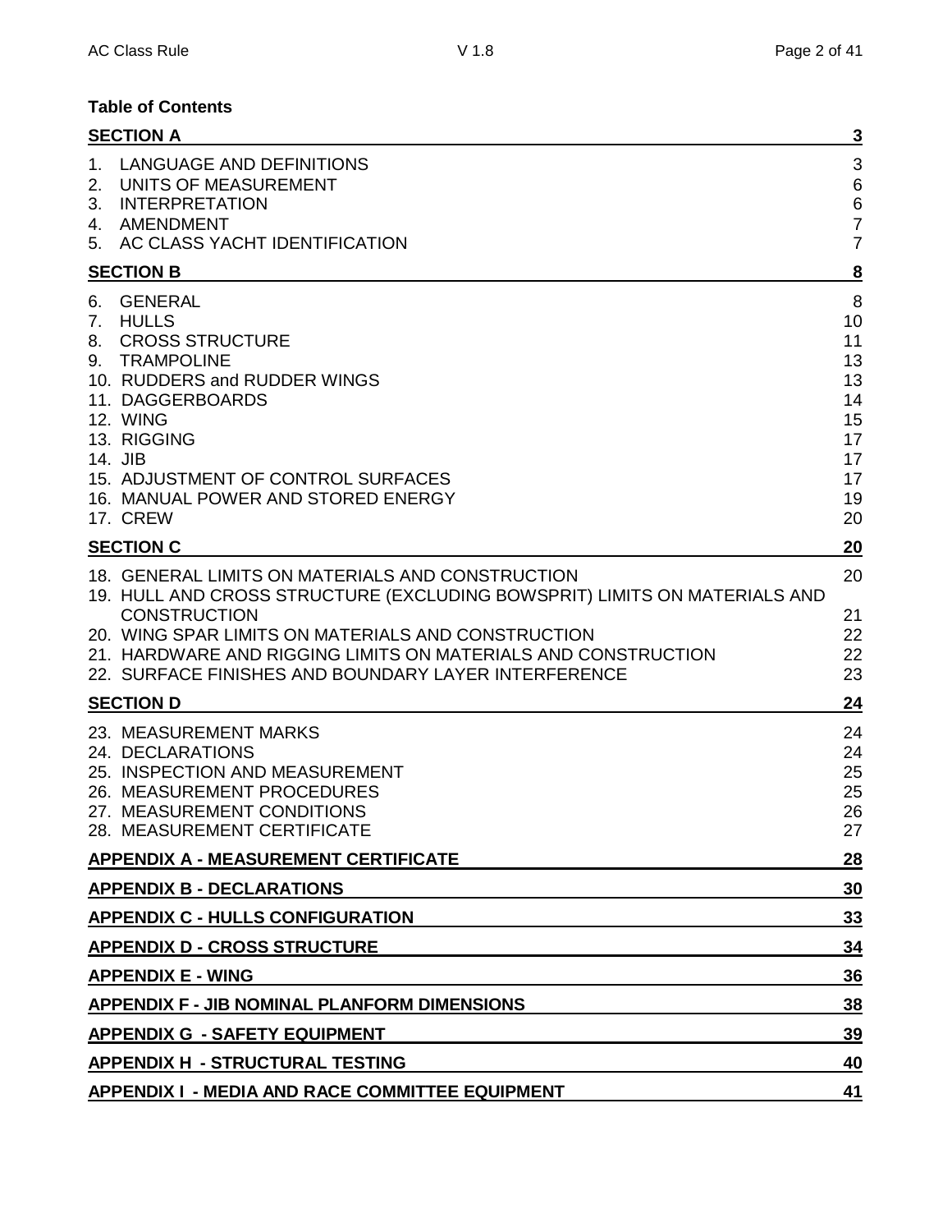**Table of Contents**

| | |
|---|---|
| **SECTION A** | **3** |
| 1. LANGUAGE AND DEFINITIONS | 3 |
| 2. UNITS OF MEASUREMENT | 6 |
| 3. INTERPRETATION | 6 |
| 4. AMENDMENT | 7 |
| 5. AC CLASS YACHT IDENTIFICATION | 7 |
| **SECTION B** | **8** |
| 6. GENERAL | 8 |
| 7. HULLS | 10 |
| 8. CROSS STRUCTURE | 11 |
| 9. TRAMPOLINE | 13 |
| 10. RUDDERS and RUDDER WINGS | 13 |
| 11. DAGGERBOARDS | 14 |
| 12. WING | 15 |
| 13. RIGGING | 17 |
| 14. JIB | 17 |
| 15. ADJUSTMENT OF CONTROL SURFACES | 17 |
| 16. MANUAL POWER AND STORED ENERGY | 19 |
| 17. CREW | 20 |
| **SECTION C** | **20** |
| 18. GENERAL LIMITS ON MATERIALS AND CONSTRUCTION | 20 |
| 19. HULL AND CROSS STRUCTURE (EXCLUDING BOWSPRIT) LIMITS ON MATERIALS AND CONSTRUCTION | 21 |
| 20. WING SPAR LIMITS ON MATERIALS AND CONSTRUCTION | 22 |
| 21. HARDWARE AND RIGGING LIMITS ON MATERIALS AND CONSTRUCTION | 22 |
| 22. SURFACE FINISHES AND BOUNDARY LAYER INTERFERENCE | 23 |
| **SECTION D** | **24** |
| 23. MEASUREMENT MARKS | 24 |
| 24. DECLARATIONS | 24 |
| 25. INSPECTION AND MEASUREMENT | 25 |
| 26. MEASUREMENT PROCEDURES | 25 |
| 27. MEASUREMENT CONDITIONS | 26 |
| 28. MEASUREMENT CERTIFICATE | 27 |
| **APPENDIX A - MEASUREMENT CERTIFICATE** | **28** |
| **APPENDIX B - DECLARATIONS** | **30** |
| **APPENDIX C - HULLS CONFIGURATION** | **33** |
| **APPENDIX D - CROSS STRUCTURE** | **34** |
| **APPENDIX E - WING** | **36** |
| **APPENDIX F - JIB NOMINAL PLANFORM DIMENSIONS** | **38** |
| **APPENDIX G - SAFETY EQUIPMENT** | **39** |
| **APPENDIX H - STRUCTURAL TESTING** | **40** |
| **APPENDIX I - MEDIA AND RACE COMMITTEE EQUIPMENT** | **41** |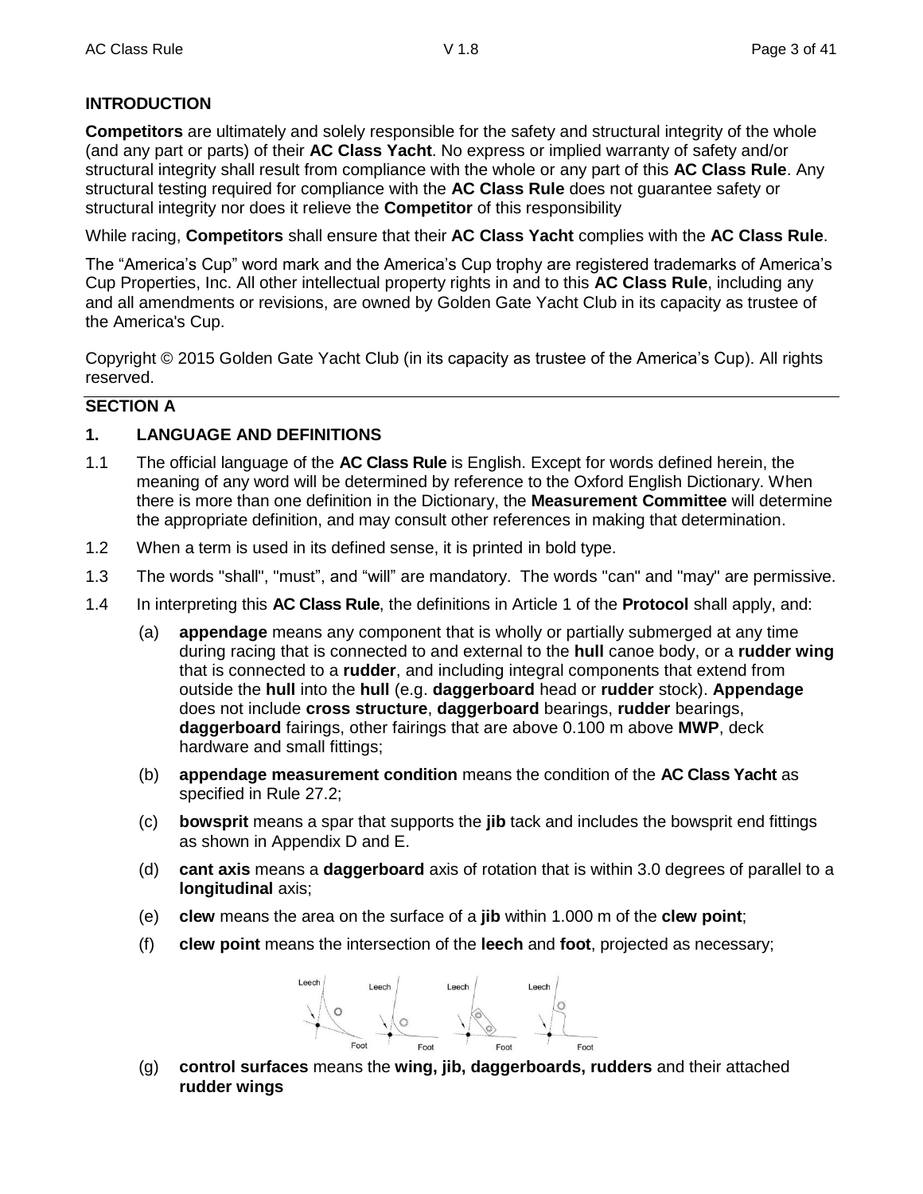## INTRODUCTION

**Competitors** are ultimately and solely responsible for the safety and structural integrity of the whole (and any part or parts) of their **AC Class Yacht**. No express or implied warranty of safety and/or structural integrity shall result from compliance with the whole or any part of this **AC Class Rule**. Any structural testing required for compliance with the **AC Class Rule** does not guarantee safety or structural integrity nor does it relieve the **Competitor** of this responsibility

While racing, **Competitors** shall ensure that their **AC Class Yacht** complies with the **AC Class Rule**.

The "America's Cup" word mark and the America's Cup trophy are registered trademarks of America's Cup Properties, Inc. All other intellectual property rights in and to this **AC Class Rule**, including any and all amendments or revisions, are owned by Golden Gate Yacht Club in its capacity as trustee of the America's Cup.

Copyright © 2015 Golden Gate Yacht Club (in its capacity as trustee of the America's Cup). All rights reserved.

## SECTION A

### 1. LANGUAGE AND DEFINITIONS

1.1 The official language of the **AC Class Rule** is English. Except for words defined herein, the meaning of any word will be determined by reference to the Oxford English Dictionary. When there is more than one definition in the Dictionary, the **Measurement Committee** will determine the appropriate definition, and may consult other references in making that determination.

1.2 When a term is used in its defined sense, it is printed in bold type.

1.3 The words "shall", "must", and "will" are mandatory. The words "can" and "may" are permissive.

1.4 In interpreting this **AC Class Rule**, the definitions in Article 1 of the **Protocol** shall apply, and:

(a) **appendage** means any component that is wholly or partially submerged at any time during racing that is connected to and external to the **hull** canoe body, or a **rudder wing** that is connected to a **rudder**, and including integral components that extend from outside the **hull** into the **hull** (e.g. **daggerboard** head or **rudder** stock). **Appendage** does not include **cross structure**, **daggerboard** bearings, **rudder** bearings, **daggerboard** fairings, other fairings that are above 0.100 m above **MWP**, deck hardware and small fittings;

(b) **appendage measurement condition** means the condition of the **AC Class Yacht** as specified in Rule 27.2;

(c) **bowsprit** means a spar that supports the **jib** tack and includes the bowsprit end fittings as shown in Appendix D and E.

(d) **cant axis** means a **daggerboard** axis of rotation that is within 3.0 degrees of parallel to a **longitudinal** axis;

(e) **clew** means the area on the surface of a **jib** within 1.000 m of the **clew point**;

(f) **clew point** means the intersection of the **leech** and **foot**, projected as necessary;

(g) **control surfaces** means the **wing, jib, daggerboards, rudders** and their attached **rudder wings**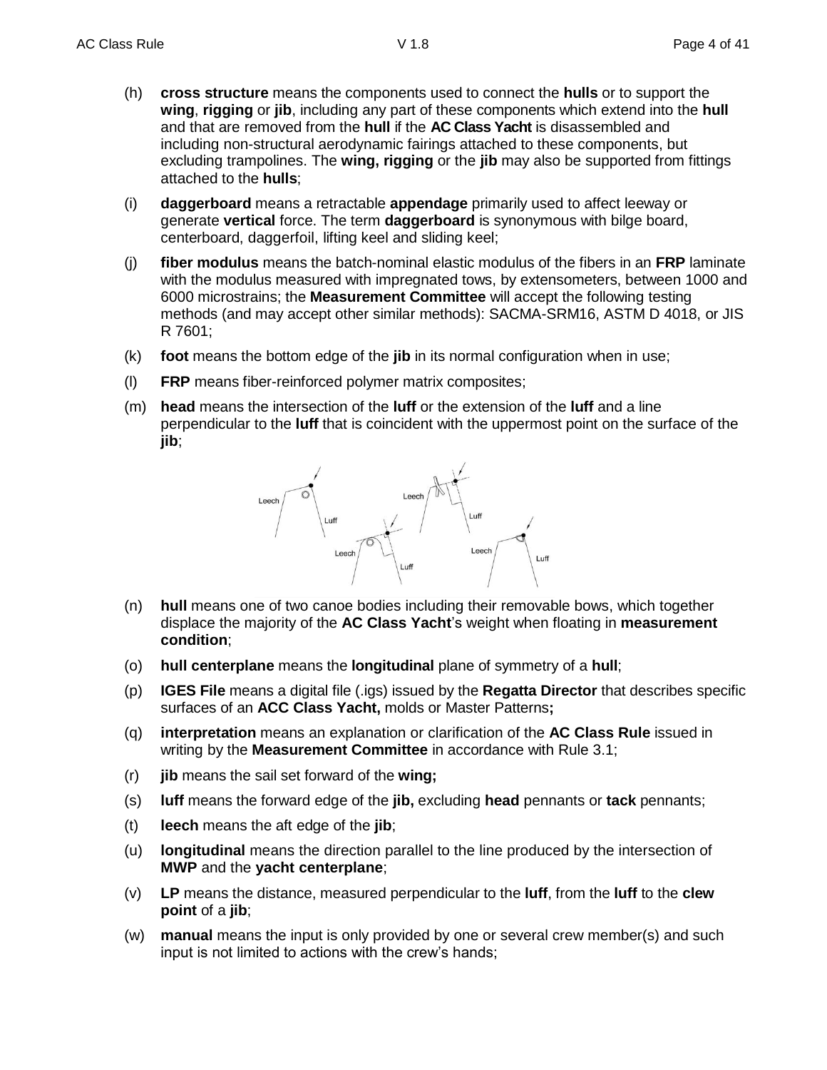(h) **cross structure** means the components used to connect the **hulls** or to support the **wing**, **rigging** or **jib**, including any part of these components which extend into the **hull** and that are removed from the **hull** if the **AC Class Yacht** is disassembled and including non-structural aerodynamic fairings attached to these components, but excluding trampolines. The **wing, rigging** or the **jib** may also be supported from fittings attached to the **hulls**;

(i) **daggerboard** means a retractable **appendage** primarily used to affect leeway or generate **vertical** force. The term **daggerboard** is synonymous with bilge board, centerboard, daggerfoil, lifting keel and sliding keel;

(j) **fiber modulus** means the batch-nominal elastic modulus of the fibers in an **FRP** laminate with the modulus measured with impregnated tows, by extensometers, between 1000 and 6000 microstrains; the **Measurement Committee** will accept the following testing methods (and may accept other similar methods): SACMA-SRM16, ASTM D 4018, or JIS R 7601;

(k) **foot** means the bottom edge of the **jib** in its normal configuration when in use;

(l) **FRP** means fiber-reinforced polymer matrix composites;

(m) **head** means the intersection of the **luff** or the extension of the **luff** and a line perpendicular to the **luff** that is coincident with the uppermost point on the surface of the **jib**;

(n) **hull** means one of two canoe bodies including their removable bows, which together displace the majority of the **AC Class Yacht**'s weight when floating in **measurement condition**;

(o) **hull centerplane** means the **longitudinal** plane of symmetry of a **hull**;

(p) **IGES File** means a digital file (.igs) issued by the **Regatta Director** that describes specific surfaces of an **ACC Class Yacht,** molds or Master Patterns**;**

(q) **interpretation** means an explanation or clarification of the **AC Class Rule** issued in writing by the **Measurement Committee** in accordance with Rule 3.1;

(r) **jib** means the sail set forward of the **wing;**

(s) **luff** means the forward edge of the **jib,** excluding **head** pennants or **tack** pennants;

(t) **leech** means the aft edge of the **jib**;

(u) **longitudinal** means the direction parallel to the line produced by the intersection of **MWP** and the **yacht centerplane**;

(v) **LP** means the distance, measured perpendicular to the **luff**, from the **luff** to the **clew point** of a **jib**;

(w) **manual** means the input is only provided by one or several crew member(s) and such input is not limited to actions with the crew's hands;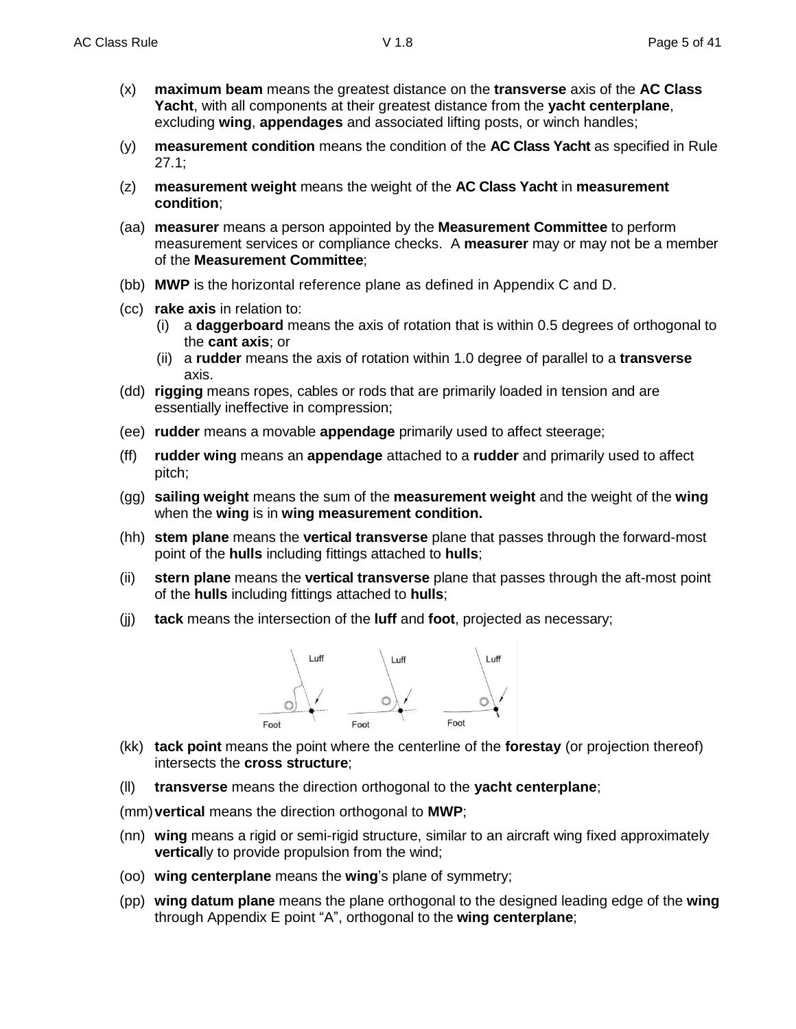(x) **maximum beam** means the greatest distance on the **transverse** axis of the **AC Class Yacht**, with all components at their greatest distance from the **yacht centerplane**, excluding **wing**, **appendages** and associated lifting posts, or winch handles;

(y) **measurement condition** means the condition of the **AC Class Yacht** as specified in Rule 27.1;

(z) **measurement weight** means the weight of the **AC Class Yacht** in **measurement condition**;

(aa) **measurer** means a person appointed by the **Measurement Committee** to perform measurement services or compliance checks. A **measurer** may or may not be a member of the **Measurement Committee**;

(bb) **MWP** is the horizontal reference plane as defined in Appendix C and D.

(cc) **rake axis** in relation to:
  - (i) a **daggerboard** means the axis of rotation that is within 0.5 degrees of orthogonal to the **cant axis**; or
  - (ii) a **rudder** means the axis of rotation within 1.0 degree of parallel to a **transverse** axis.

(dd) **rigging** means ropes, cables or rods that are primarily loaded in tension and are essentially ineffective in compression;

(ee) **rudder** means a movable **appendage** primarily used to affect steerage;

(ff) **rudder wing** means an **appendage** attached to a **rudder** and primarily used to affect pitch;

(gg) **sailing weight** means the sum of the **measurement weight** and the weight of the **wing** when the **wing** is in **wing measurement condition.**

(hh) **stem plane** means the **vertical transverse** plane that passes through the forward-most point of the **hulls** including fittings attached to **hulls**;

(ii) **stern plane** means the **vertical transverse** plane that passes through the aft-most point of the **hulls** including fittings attached to **hulls**;

(jj) **tack** means the intersection of the **luff** and **foot**, projected as necessary;

(kk) **tack point** means the point where the centerline of the **forestay** (or projection thereof) intersects the **cross structure**;

(ll) **transverse** means the direction orthogonal to the **yacht centerplane**;

(mm) **vertical** means the direction orthogonal to **MWP**;

(nn) **wing** means a rigid or semi-rigid structure, similar to an aircraft wing fixed approximately **vertical**ly to provide propulsion from the wind;

(oo) **wing centerplane** means the **wing**'s plane of symmetry;

(pp) **wing datum plane** means the plane orthogonal to the designed leading edge of the **wing** through Appendix E point "A", orthogonal to the **wing centerplane**;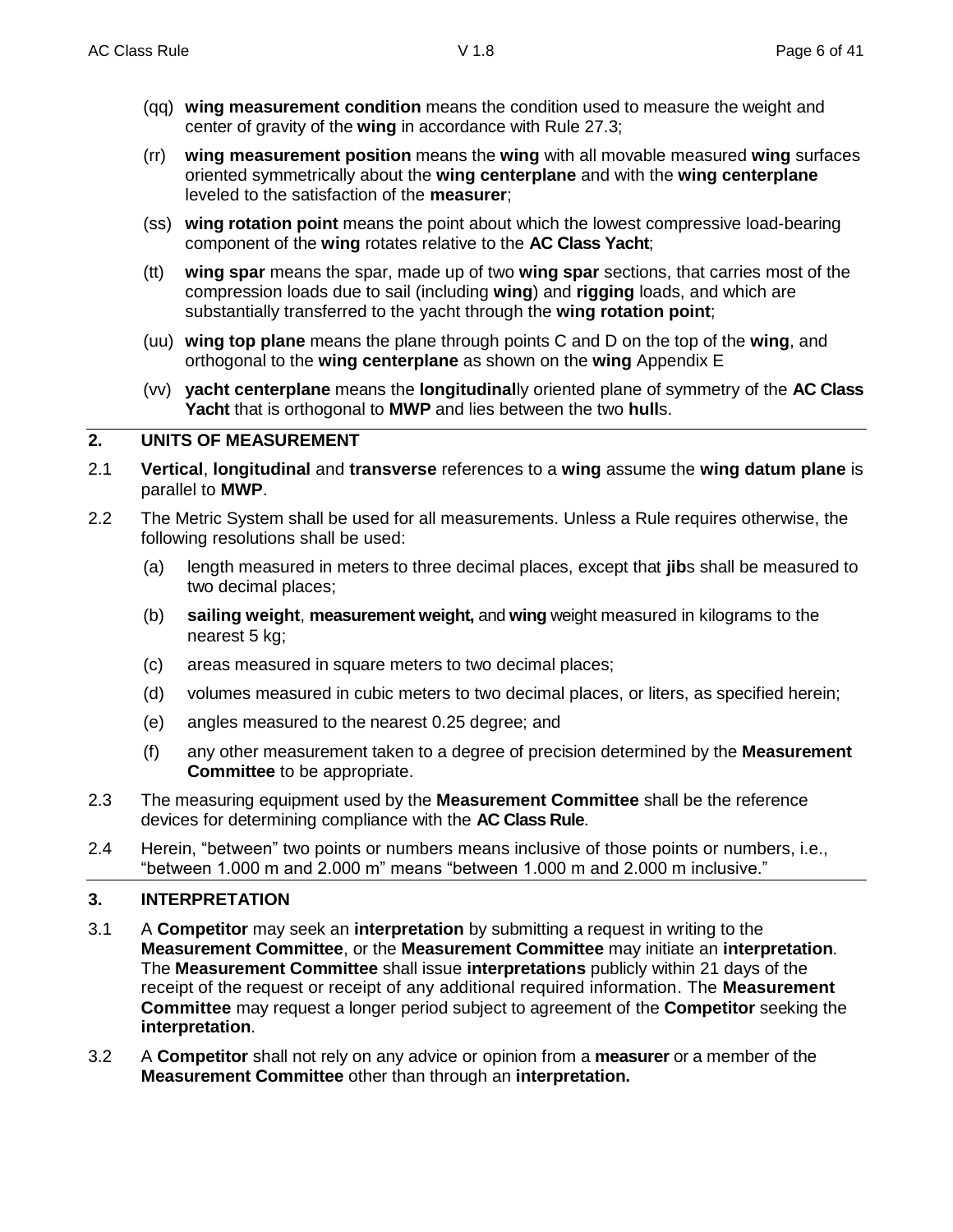(qq) **wing measurement condition** means the condition used to measure the weight and center of gravity of the **wing** in accordance with Rule 27.3;

(rr) **wing measurement position** means the **wing** with all movable measured **wing** surfaces oriented symmetrically about the **wing centerplane** and with the **wing centerplane** leveled to the satisfaction of the **measurer**;

(ss) **wing rotation point** means the point about which the lowest compressive load-bearing component of the **wing** rotates relative to the **AC Class Yacht**;

(tt) **wing spar** means the spar, made up of two **wing spar** sections, that carries most of the compression loads due to sail (including **wing**) and **rigging** loads, and which are substantially transferred to the yacht through the **wing rotation point**;

(uu) **wing top plane** means the plane through points C and D on the top of the **wing**, and orthogonal to the **wing centerplane** as shown on the **wing** Appendix E

(vv) **yacht centerplane** means the **longitudinal**ly oriented plane of symmetry of the **AC Class Yacht** that is orthogonal to **MWP** and lies between the two **hull**s.

## 2. UNITS OF MEASUREMENT

2.1 **Vertical**, **longitudinal** and **transverse** references to a **wing** assume the **wing datum plane** is parallel to **MWP**.

2.2 The Metric System shall be used for all measurements. Unless a Rule requires otherwise, the following resolutions shall be used:

(a) length measured in meters to three decimal places, except that **jib**s shall be measured to two decimal places;

(b) **sailing weight**, **measurement weight,** and **wing** weight measured in kilograms to the nearest 5 kg;

(c) areas measured in square meters to two decimal places;

(d) volumes measured in cubic meters to two decimal places, or liters, as specified herein;

(e) angles measured to the nearest 0.25 degree; and

(f) any other measurement taken to a degree of precision determined by the **Measurement Committee** to be appropriate.

2.3 The measuring equipment used by the **Measurement Committee** shall be the reference devices for determining compliance with the **AC Class Rule**.

2.4 Herein, “between” two points or numbers means inclusive of those points or numbers, i.e., “between 1.000 m and 2.000 m” means “between 1.000 m and 2.000 m inclusive.”

## 3. INTERPRETATION

3.1 A **Competitor** may seek an **interpretation** by submitting a request in writing to the **Measurement Committee**, or the **Measurement Committee** may initiate an **interpretation**. The **Measurement Committee** shall issue **interpretations** publicly within 21 days of the receipt of the request or receipt of any additional required information. The **Measurement Committee** may request a longer period subject to agreement of the **Competitor** seeking the **interpretation**.

3.2 A **Competitor** shall not rely on any advice or opinion from a **measurer** or a member of the **Measurement Committee** other than through an **interpretation.**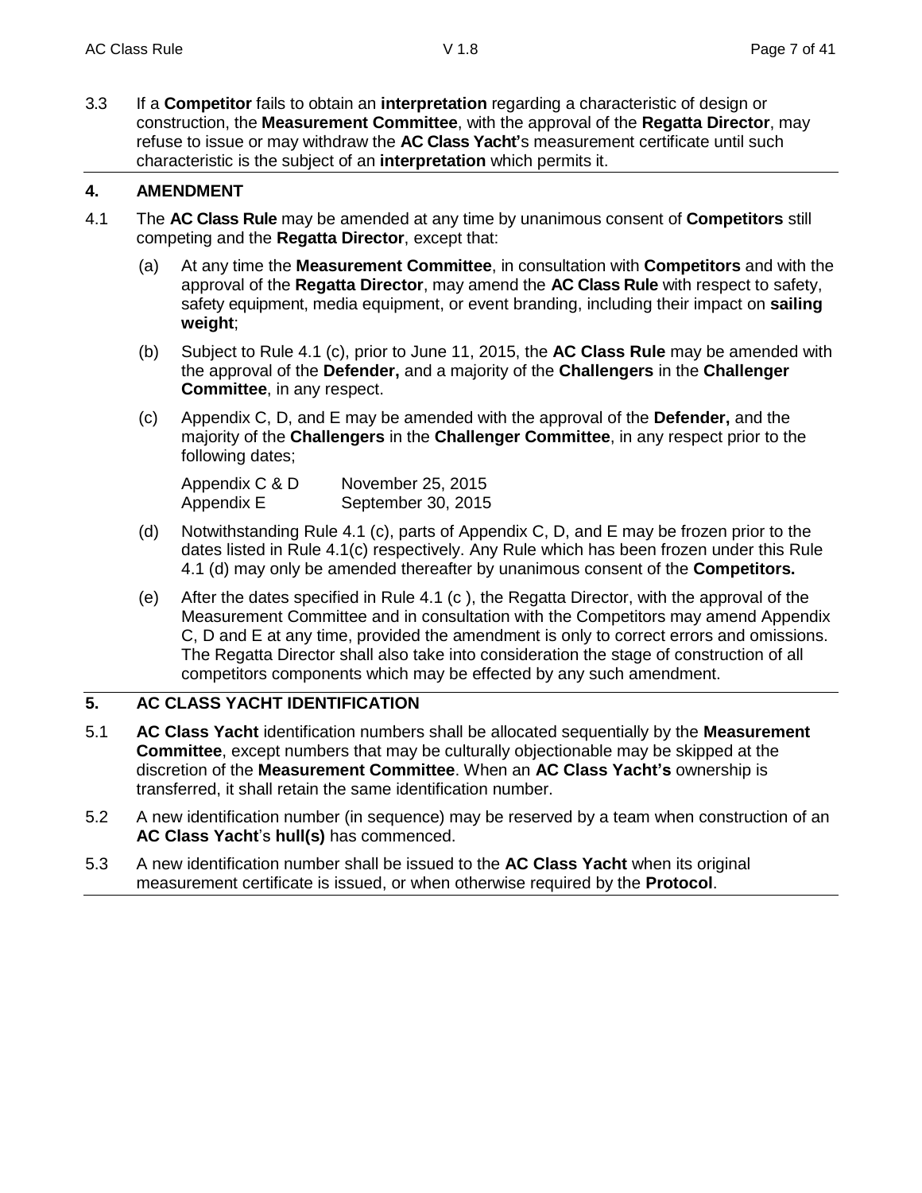3.3 If a **Competitor** fails to obtain an **interpretation** regarding a characteristic of design or construction, the **Measurement Committee**, with the approval of the **Regatta Director**, may refuse to issue or may withdraw the **AC Class Yacht'**s measurement certificate until such characteristic is the subject of an **interpretation** which permits it.

## 4. AMENDMENT

4.1 The **AC Class Rule** may be amended at any time by unanimous consent of **Competitors** still competing and the **Regatta Director**, except that:

(a) At any time the **Measurement Committee**, in consultation with **Competitors** and with the approval of the **Regatta Director**, may amend the **AC Class Rule** with respect to safety, safety equipment, media equipment, or event branding, including their impact on **sailing weight**;

(b) Subject to Rule 4.1 (c), prior to June 11, 2015, the **AC Class Rule** may be amended with the approval of the **Defender,** and a majority of the **Challengers** in the **Challenger Committee**, in any respect.

(c) Appendix C, D, and E may be amended with the approval of the **Defender,** and the majority of the **Challengers** in the **Challenger Committee**, in any respect prior to the following dates;

| | |
|---|---|
| Appendix C & D | November 25, 2015 |
| Appendix E | September 30, 2015 |

(d) Notwithstanding Rule 4.1 (c), parts of Appendix C, D, and E may be frozen prior to the dates listed in Rule 4.1(c) respectively. Any Rule which has been frozen under this Rule 4.1 (d) may only be amended thereafter by unanimous consent of the **Competitors.**

(e) After the dates specified in Rule 4.1 (c ), the Regatta Director, with the approval of the Measurement Committee and in consultation with the Competitors may amend Appendix C, D and E at any time, provided the amendment is only to correct errors and omissions. The Regatta Director shall also take into consideration the stage of construction of all competitors components which may be effected by any such amendment.

## 5. AC CLASS YACHT IDENTIFICATION

5.1 **AC Class Yacht** identification numbers shall be allocated sequentially by the **Measurement Committee**, except numbers that may be culturally objectionable may be skipped at the discretion of the **Measurement Committee**. When an **AC Class Yacht's** ownership is transferred, it shall retain the same identification number.

5.2 A new identification number (in sequence) may be reserved by a team when construction of an **AC Class Yacht**'s **hull(s)** has commenced.

5.3 A new identification number shall be issued to the **AC Class Yacht** when its original measurement certificate is issued, or when otherwise required by the **Protocol**.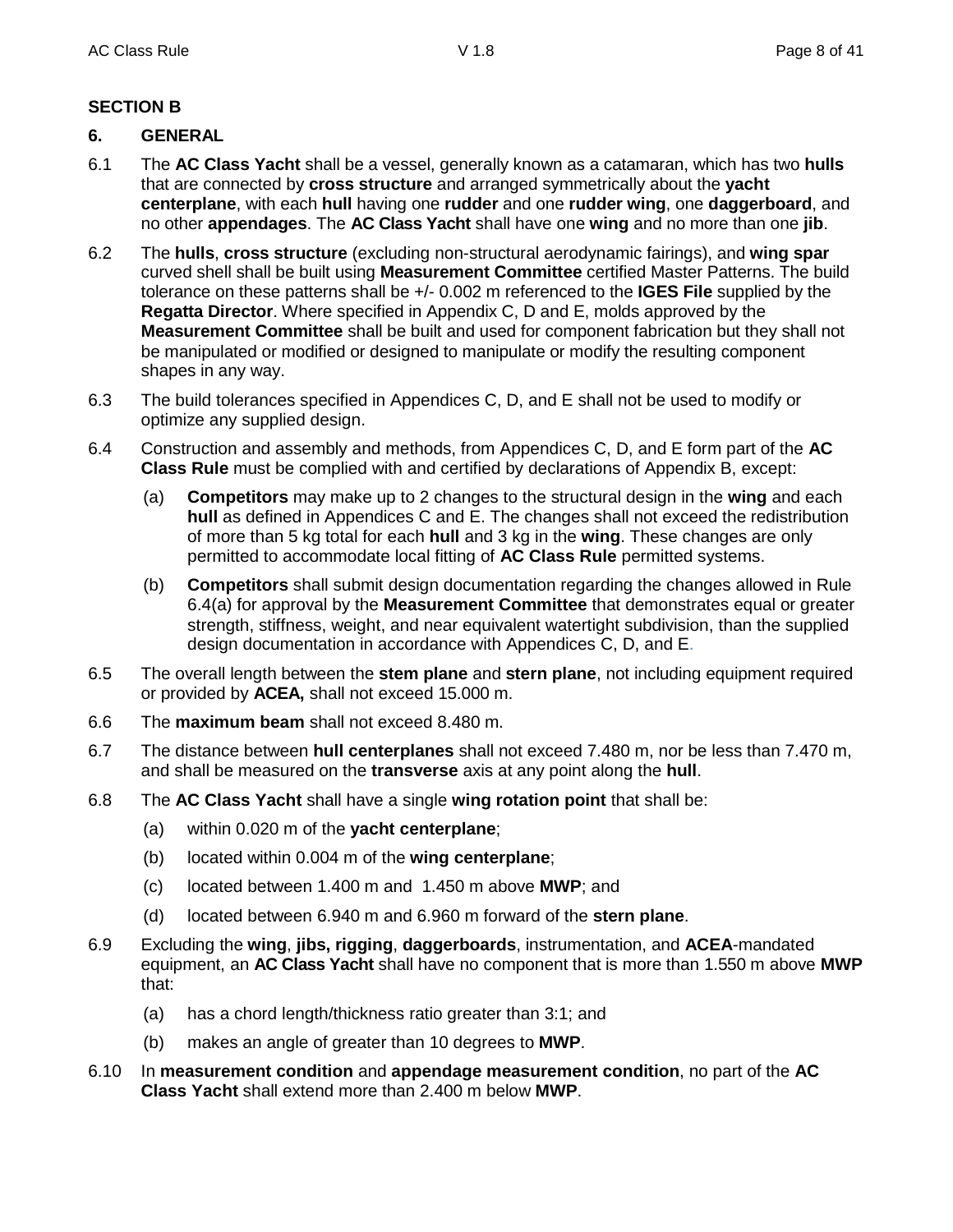## SECTION B

### 6. GENERAL

6.1 The **AC Class Yacht** shall be a vessel, generally known as a catamaran, which has two **hulls** that are connected by **cross structure** and arranged symmetrically about the **yacht centerplane**, with each **hull** having one **rudder** and one **rudder wing**, one **daggerboard**, and no other **appendages**. The **AC Class Yacht** shall have one **wing** and no more than one **jib**.

6.2 The **hulls**, **cross structure** (excluding non-structural aerodynamic fairings), and **wing spar** curved shell shall be built using **Measurement Committee** certified Master Patterns. The build tolerance on these patterns shall be +/- 0.002 m referenced to the **IGES File** supplied by the **Regatta Director**. Where specified in Appendix C, D and E, molds approved by the **Measurement Committee** shall be built and used for component fabrication but they shall not be manipulated or modified or designed to manipulate or modify the resulting component shapes in any way.

6.3 The build tolerances specified in Appendices C, D, and E shall not be used to modify or optimize any supplied design.

6.4 Construction and assembly and methods, from Appendices C, D, and E form part of the **AC Class Rule** must be complied with and certified by declarations of Appendix B, except:

(a) **Competitors** may make up to 2 changes to the structural design in the **wing** and each **hull** as defined in Appendices C and E. The changes shall not exceed the redistribution of more than 5 kg total for each **hull** and 3 kg in the **wing**. These changes are only permitted to accommodate local fitting of **AC Class Rule** permitted systems.

(b) **Competitors** shall submit design documentation regarding the changes allowed in Rule 6.4(a) for approval by the **Measurement Committee** that demonstrates equal or greater strength, stiffness, weight, and near equivalent watertight subdivision, than the supplied design documentation in accordance with Appendices C, D, and E.

6.5 The overall length between the **stem plane** and **stern plane**, not including equipment required or provided by **ACEA,** shall not exceed 15.000 m.

6.6 The **maximum beam** shall not exceed 8.480 m.

6.7 The distance between **hull centerplanes** shall not exceed 7.480 m, nor be less than 7.470 m, and shall be measured on the **transverse** axis at any point along the **hull**.

6.8 The **AC Class Yacht** shall have a single **wing rotation point** that shall be:

(a) within 0.020 m of the **yacht centerplane**;

(b) located within 0.004 m of the **wing centerplane**;

(c) located between 1.400 m and 1.450 m above **MWP**; and

(d) located between 6.940 m and 6.960 m forward of the **stern plane**.

6.9 Excluding the **wing**, **jibs, rigging**, **daggerboards**, instrumentation, and **ACEA**-mandated equipment, an **AC Class Yacht** shall have no component that is more than 1.550 m above **MWP** that:

(a) has a chord length/thickness ratio greater than 3:1; and

(b) makes an angle of greater than 10 degrees to **MWP**.

6.10 In **measurement condition** and **appendage measurement condition**, no part of the **AC Class Yacht** shall extend more than 2.400 m below **MWP**.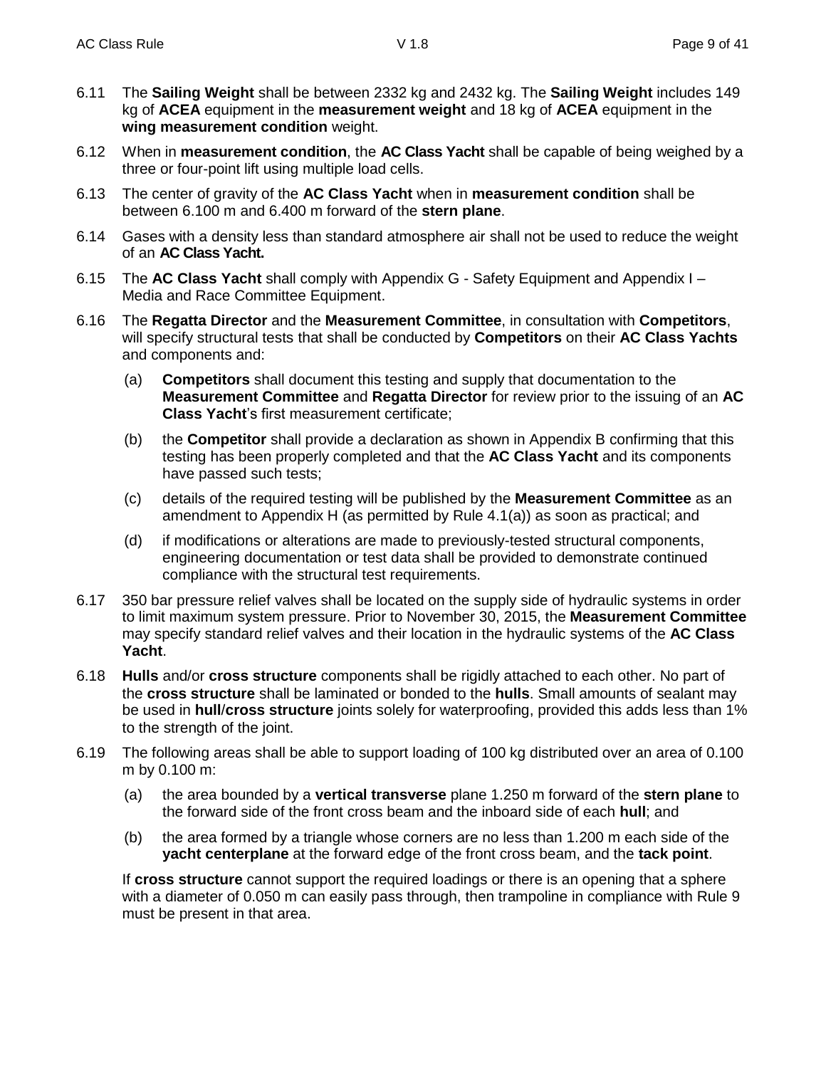6.11 The **Sailing Weight** shall be between 2332 kg and 2432 kg. The **Sailing Weight** includes 149 kg of **ACEA** equipment in the **measurement weight** and 18 kg of **ACEA** equipment in the **wing measurement condition** weight.

6.12 When in **measurement condition**, the **AC Class Yacht** shall be capable of being weighed by a three or four-point lift using multiple load cells.

6.13 The center of gravity of the **AC Class Yacht** when in **measurement condition** shall be between 6.100 m and 6.400 m forward of the **stern plane**.

6.14 Gases with a density less than standard atmosphere air shall not be used to reduce the weight of an **AC Class Yacht.**

6.15 The **AC Class Yacht** shall comply with Appendix G - Safety Equipment and Appendix I – Media and Race Committee Equipment.

6.16 The **Regatta Director** and the **Measurement Committee**, in consultation with **Competitors**, will specify structural tests that shall be conducted by **Competitors** on their **AC Class Yachts** and components and:

- (a) **Competitors** shall document this testing and supply that documentation to the **Measurement Committee** and **Regatta Director** for review prior to the issuing of an **AC Class Yacht**'s first measurement certificate;
- (b) the **Competitor** shall provide a declaration as shown in Appendix B confirming that this testing has been properly completed and that the **AC Class Yacht** and its components have passed such tests;
- (c) details of the required testing will be published by the **Measurement Committee** as an amendment to Appendix H (as permitted by Rule 4.1(a)) as soon as practical; and
- (d) if modifications or alterations are made to previously-tested structural components, engineering documentation or test data shall be provided to demonstrate continued compliance with the structural test requirements.

6.17 350 bar pressure relief valves shall be located on the supply side of hydraulic systems in order to limit maximum system pressure. Prior to November 30, 2015, the **Measurement Committee** may specify standard relief valves and their location in the hydraulic systems of the **AC Class Yacht**.

6.18 **Hulls** and/or **cross structure** components shall be rigidly attached to each other. No part of the **cross structure** shall be laminated or bonded to the **hulls**. Small amounts of sealant may be used in **hull**/**cross structure** joints solely for waterproofing, provided this adds less than 1% to the strength of the joint.

6.19 The following areas shall be able to support loading of 100 kg distributed over an area of 0.100 m by 0.100 m:

- (a) the area bounded by a **vertical transverse** plane 1.250 m forward of the **stern plane** to the forward side of the front cross beam and the inboard side of each **hull**; and
- (b) the area formed by a triangle whose corners are no less than 1.200 m each side of the **yacht centerplane** at the forward edge of the front cross beam, and the **tack point**.

If **cross structure** cannot support the required loadings or there is an opening that a sphere with a diameter of 0.050 m can easily pass through, then trampoline in compliance with Rule 9 must be present in that area.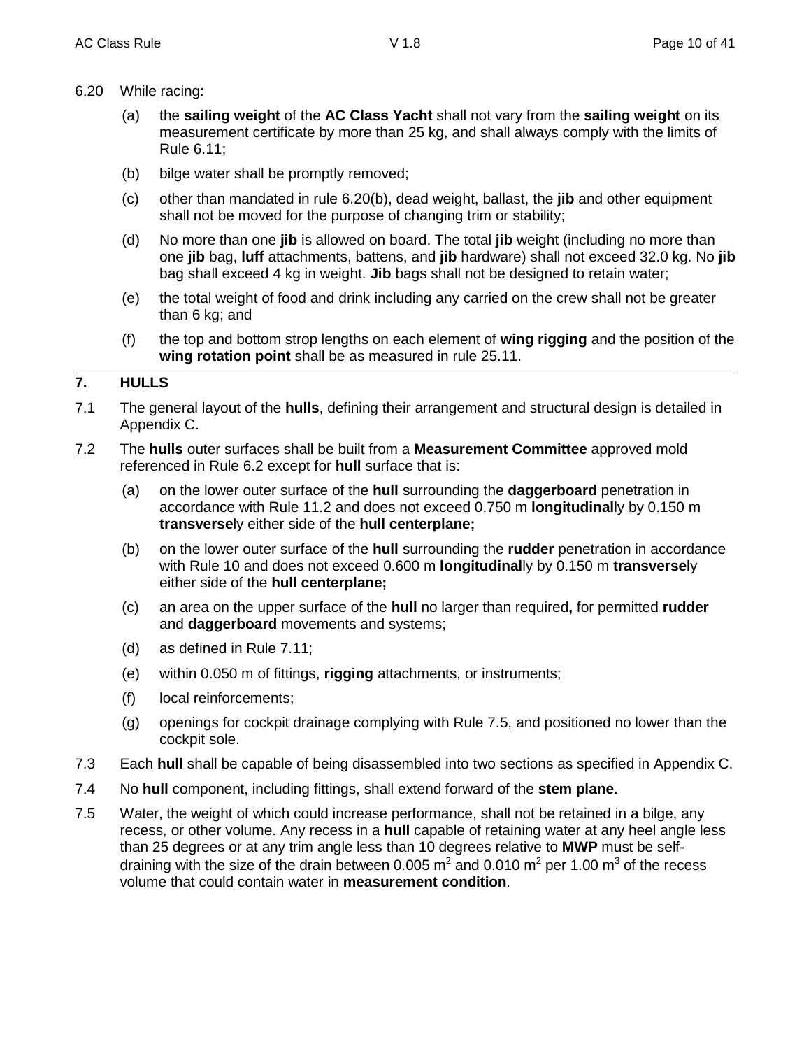6.20 While racing:

(a) the **sailing weight** of the **AC Class Yacht** shall not vary from the **sailing weight** on its measurement certificate by more than 25 kg, and shall always comply with the limits of Rule 6.11;

(b) bilge water shall be promptly removed;

(c) other than mandated in rule 6.20(b), dead weight, ballast, the **jib** and other equipment shall not be moved for the purpose of changing trim or stability;

(d) No more than one **jib** is allowed on board. The total **jib** weight (including no more than one **jib** bag, **luff** attachments, battens, and **jib** hardware) shall not exceed 32.0 kg. No **jib** bag shall exceed 4 kg in weight. **Jib** bags shall not be designed to retain water;

(e) the total weight of food and drink including any carried on the crew shall not be greater than 6 kg; and

(f) the top and bottom strop lengths on each element of **wing rigging** and the position of the **wing rotation point** shall be as measured in rule 25.11.

## 7. HULLS

7.1 The general layout of the **hulls**, defining their arrangement and structural design is detailed in Appendix C.

7.2 The **hulls** outer surfaces shall be built from a **Measurement Committee** approved mold referenced in Rule 6.2 except for **hull** surface that is:

(a) on the lower outer surface of the **hull** surrounding the **daggerboard** penetration in accordance with Rule 11.2 and does not exceed 0.750 m **longitudinal**ly by 0.150 m **transverse**ly either side of the **hull centerplane;**

(b) on the lower outer surface of the **hull** surrounding the **rudder** penetration in accordance with Rule 10 and does not exceed 0.600 m **longitudinal**ly by 0.150 m **transverse**ly either side of the **hull centerplane;**

(c) an area on the upper surface of the **hull** no larger than required**,** for permitted **rudder** and **daggerboard** movements and systems;

(d) as defined in Rule 7.11;

(e) within 0.050 m of fittings, **rigging** attachments, or instruments;

(f) local reinforcements;

(g) openings for cockpit drainage complying with Rule 7.5, and positioned no lower than the cockpit sole.

7.3 Each **hull** shall be capable of being disassembled into two sections as specified in Appendix C.

7.4 No **hull** component, including fittings, shall extend forward of the **stem plane.**

7.5 Water, the weight of which could increase performance, shall not be retained in a bilge, any recess, or other volume. Any recess in a **hull** capable of retaining water at any heel angle less than 25 degrees or at any trim angle less than 10 degrees relative to **MWP** must be self-draining with the size of the drain between 0.005 $m^2$ and 0.010 $m^2$ per 1.00 $m^3$ of the recess volume that could contain water in **measurement condition**.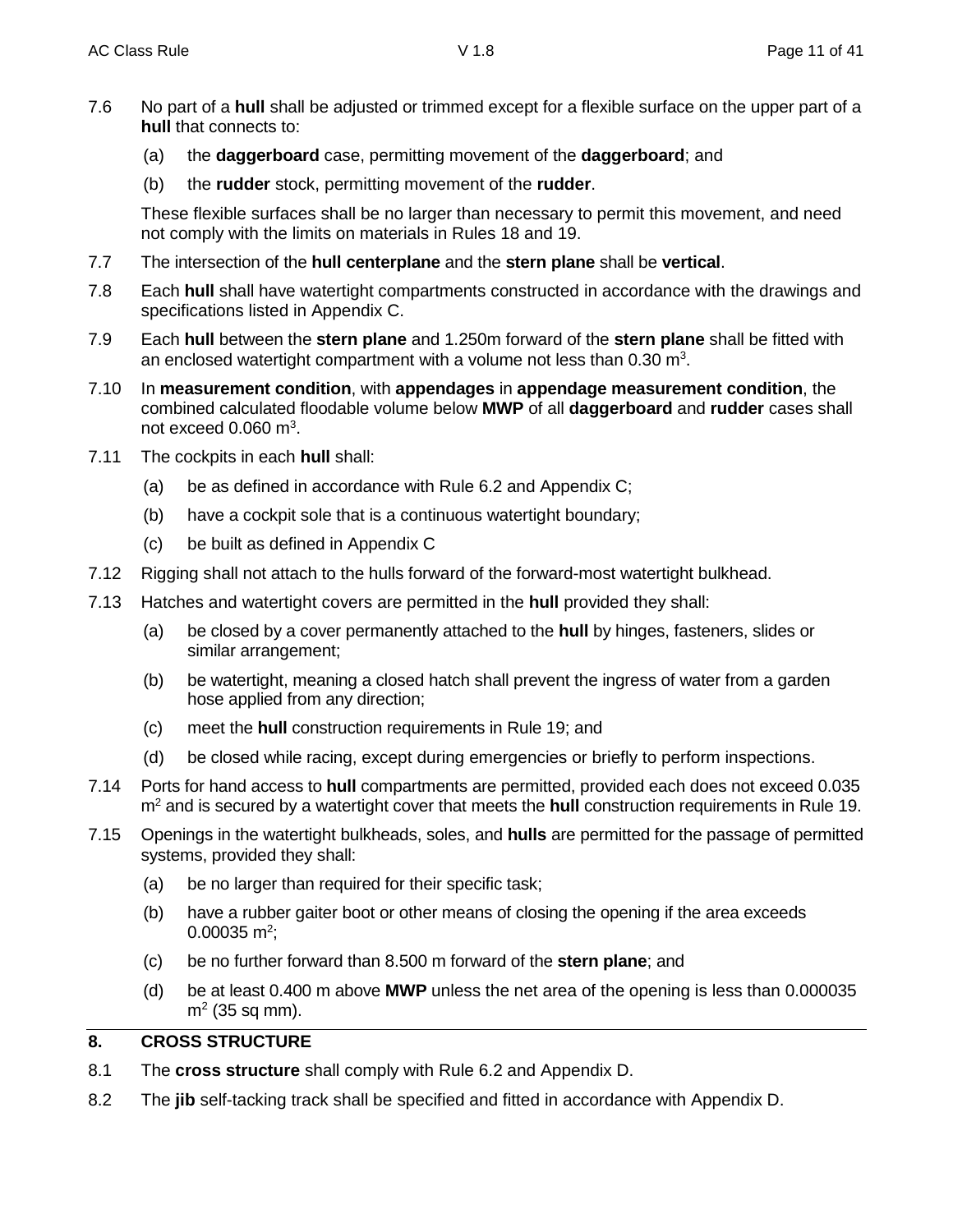7.6 No part of a **hull** shall be adjusted or trimmed except for a flexible surface on the upper part of a **hull** that connects to:

(a) the **daggerboard** case, permitting movement of the **daggerboard**; and

(b) the **rudder** stock, permitting movement of the **rudder**.

These flexible surfaces shall be no larger than necessary to permit this movement, and need not comply with the limits on materials in Rules 18 and 19.

7.7 The intersection of the **hull centerplane** and the **stern plane** shall be **vertical**.

7.8 Each **hull** shall have watertight compartments constructed in accordance with the drawings and specifications listed in Appendix C.

7.9 Each **hull** between the **stern plane** and 1.250m forward of the **stern plane** shall be fitted with an enclosed watertight compartment with a volume not less than 0.30 $m^3$.

7.10 In **measurement condition**, with **appendages** in **appendage measurement condition**, the combined calculated floodable volume below **MWP** of all **daggerboard** and **rudder** cases shall not exceed 0.060 $m^3$.

7.11 The cockpits in each **hull** shall:

(a) be as defined in accordance with Rule 6.2 and Appendix C;

(b) have a cockpit sole that is a continuous watertight boundary;

(c) be built as defined in Appendix C

7.12 Rigging shall not attach to the hulls forward of the forward-most watertight bulkhead.

7.13 Hatches and watertight covers are permitted in the **hull** provided they shall:

(a) be closed by a cover permanently attached to the **hull** by hinges, fasteners, slides or similar arrangement;

(b) be watertight, meaning a closed hatch shall prevent the ingress of water from a garden hose applied from any direction;

(c) meet the **hull** construction requirements in Rule 19; and

(d) be closed while racing, except during emergencies or briefly to perform inspections.

7.14 Ports for hand access to **hull** compartments are permitted, provided each does not exceed 0.035 $m^2$ and is secured by a watertight cover that meets the **hull** construction requirements in Rule 19.

7.15 Openings in the watertight bulkheads, soles, and **hulls** are permitted for the passage of permitted systems, provided they shall:

(a) be no larger than required for their specific task;

(b) have a rubber gaiter boot or other means of closing the opening if the area exceeds 0.00035 $m^2$;

(c) be no further forward than 8.500 m forward of the **stern plane**; and

(d) be at least 0.400 m above **MWP** unless the net area of the opening is less than 0.000035 $m^2$ (35 sq mm).

## 8. CROSS STRUCTURE

8.1 The **cross structure** shall comply with Rule 6.2 and Appendix D.

8.2 The **jib** self-tacking track shall be specified and fitted in accordance with Appendix D.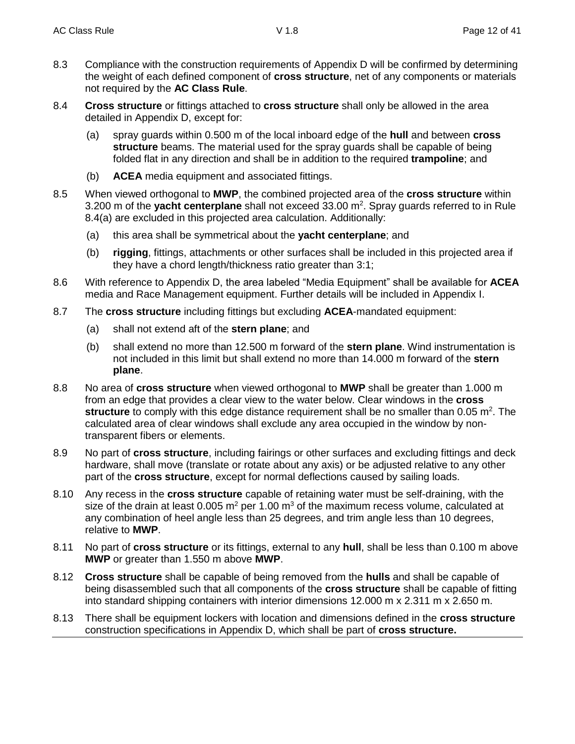8.3 Compliance with the construction requirements of Appendix D will be confirmed by determining the weight of each defined component of **cross structure**, net of any components or materials not required by the **AC Class Rule**.

8.4 **Cross structure** or fittings attached to **cross structure** shall only be allowed in the area detailed in Appendix D, except for:

(a) spray guards within 0.500 m of the local inboard edge of the **hull** and between **cross structure** beams. The material used for the spray guards shall be capable of being folded flat in any direction and shall be in addition to the required **trampoline**; and

(b) **ACEA** media equipment and associated fittings.

8.5 When viewed orthogonal to **MWP**, the combined projected area of the **cross structure** within 3.200 m of the **yacht centerplane** shall not exceed 33.00 $m^2$. Spray guards referred to in Rule 8.4(a) are excluded in this projected area calculation. Additionally:

(a) this area shall be symmetrical about the **yacht centerplane**; and

(b) **rigging**, fittings, attachments or other surfaces shall be included in this projected area if they have a chord length/thickness ratio greater than 3:1;

8.6 With reference to Appendix D, the area labeled "Media Equipment" shall be available for **ACEA** media and Race Management equipment. Further details will be included in Appendix I.

8.7 The **cross structure** including fittings but excluding **ACEA**-mandated equipment:

(a) shall not extend aft of the **stern plane**; and

(b) shall extend no more than 12.500 m forward of the **stern plane**. Wind instrumentation is not included in this limit but shall extend no more than 14.000 m forward of the **stern plane**.

8.8 No area of **cross structure** when viewed orthogonal to **MWP** shall be greater than 1.000 m from an edge that provides a clear view to the water below. Clear windows in the **cross structure** to comply with this edge distance requirement shall be no smaller than 0.05 $m^2$. The calculated area of clear windows shall exclude any area occupied in the window by non-transparent fibers or elements.

8.9 No part of **cross structure**, including fairings or other surfaces and excluding fittings and deck hardware, shall move (translate or rotate about any axis) or be adjusted relative to any other part of the **cross structure**, except for normal deflections caused by sailing loads.

8.10 Any recess in the **cross structure** capable of retaining water must be self-draining, with the size of the drain at least 0.005 $m^2$ per 1.00 $m^3$ of the maximum recess volume, calculated at any combination of heel angle less than 25 degrees, and trim angle less than 10 degrees, relative to **MWP**.

8.11 No part of **cross structure** or its fittings, external to any **hull**, shall be less than 0.100 m above **MWP** or greater than 1.550 m above **MWP**.

8.12 **Cross structure** shall be capable of being removed from the **hulls** and shall be capable of being disassembled such that all components of the **cross structure** shall be capable of fitting into standard shipping containers with interior dimensions 12.000 m x 2.311 m x 2.650 m.

8.13 There shall be equipment lockers with location and dimensions defined in the **cross structure** construction specifications in Appendix D, which shall be part of **cross structure.**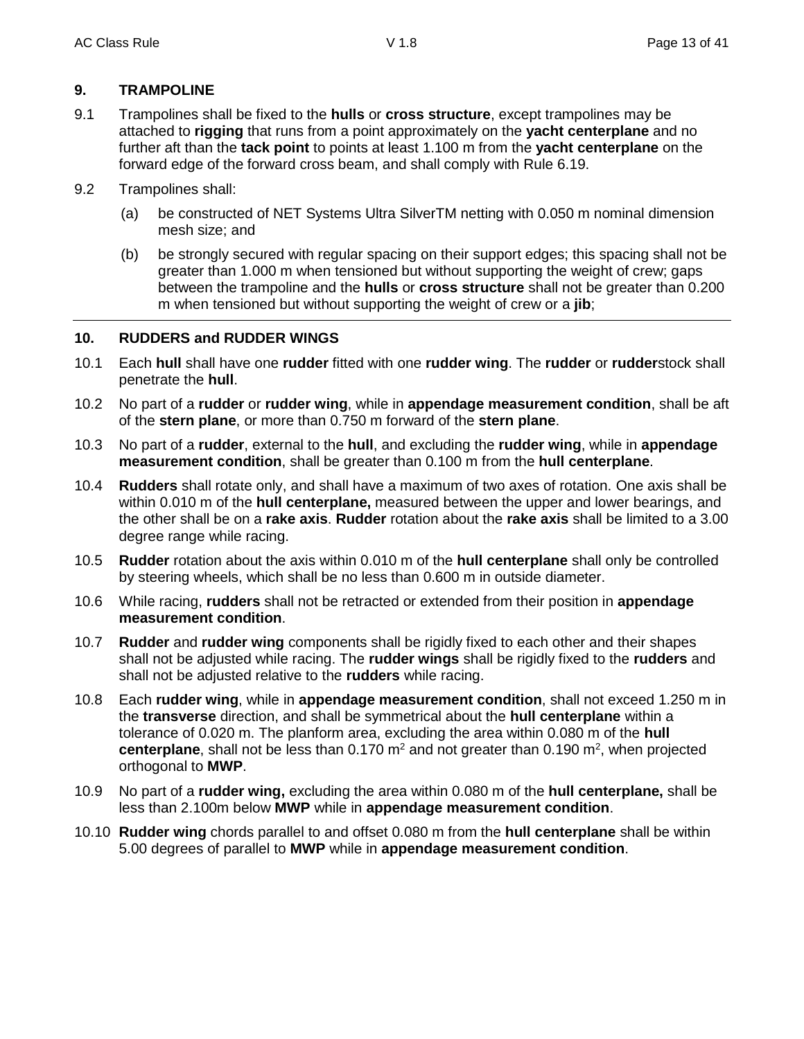## 9. TRAMPOLINE

9.1 Trampolines shall be fixed to the **hulls** or **cross structure**, except trampolines may be attached to **rigging** that runs from a point approximately on the **yacht centerplane** and no further aft than the **tack point** to points at least 1.100 m from the **yacht centerplane** on the forward edge of the forward cross beam, and shall comply with Rule 6.19.

9.2 Trampolines shall:

(a) be constructed of NET Systems Ultra SilverTM netting with 0.050 m nominal dimension mesh size; and

(b) be strongly secured with regular spacing on their support edges; this spacing shall not be greater than 1.000 m when tensioned but without supporting the weight of crew; gaps between the trampoline and the **hulls** or **cross structure** shall not be greater than 0.200 m when tensioned but without supporting the weight of crew or a **jib**;

---

## 10. RUDDERS and RUDDER WINGS

10.1 Each **hull** shall have one **rudder** fitted with one **rudder wing**. The **rudder** or **rudder**stock shall penetrate the **hull**.

10.2 No part of a **rudder** or **rudder wing**, while in **appendage measurement condition**, shall be aft of the **stern plane**, or more than 0.750 m forward of the **stern plane**.

10.3 No part of a **rudder**, external to the **hull**, and excluding the **rudder wing**, while in **appendage measurement condition**, shall be greater than 0.100 m from the **hull centerplane**.

10.4 **Rudders** shall rotate only, and shall have a maximum of two axes of rotation. One axis shall be within 0.010 m of the **hull centerplane,** measured between the upper and lower bearings, and the other shall be on a **rake axis**. **Rudder** rotation about the **rake axis** shall be limited to a 3.00 degree range while racing.

10.5 **Rudder** rotation about the axis within 0.010 m of the **hull centerplane** shall only be controlled by steering wheels, which shall be no less than 0.600 m in outside diameter.

10.6 While racing, **rudders** shall not be retracted or extended from their position in **appendage measurement condition**.

10.7 **Rudder** and **rudder wing** components shall be rigidly fixed to each other and their shapes shall not be adjusted while racing. The **rudder wings** shall be rigidly fixed to the **rudders** and shall not be adjusted relative to the **rudders** while racing.

10.8 Each **rudder wing**, while in **appendage measurement condition**, shall not exceed 1.250 m in the **transverse** direction, and shall be symmetrical about the **hull centerplane** within a tolerance of 0.020 m. The planform area, excluding the area within 0.080 m of the **hull centerplane**, shall not be less than 0.170 $m^2$ and not greater than 0.190 $m^2$, when projected orthogonal to **MWP**.

10.9 No part of a **rudder wing,** excluding the area within 0.080 m of the **hull centerplane,** shall be less than 2.100m below **MWP** while in **appendage measurement condition**.

10.10 **Rudder wing** chords parallel to and offset 0.080 m from the **hull centerplane** shall be within 5.00 degrees of parallel to **MWP** while in **appendage measurement condition**.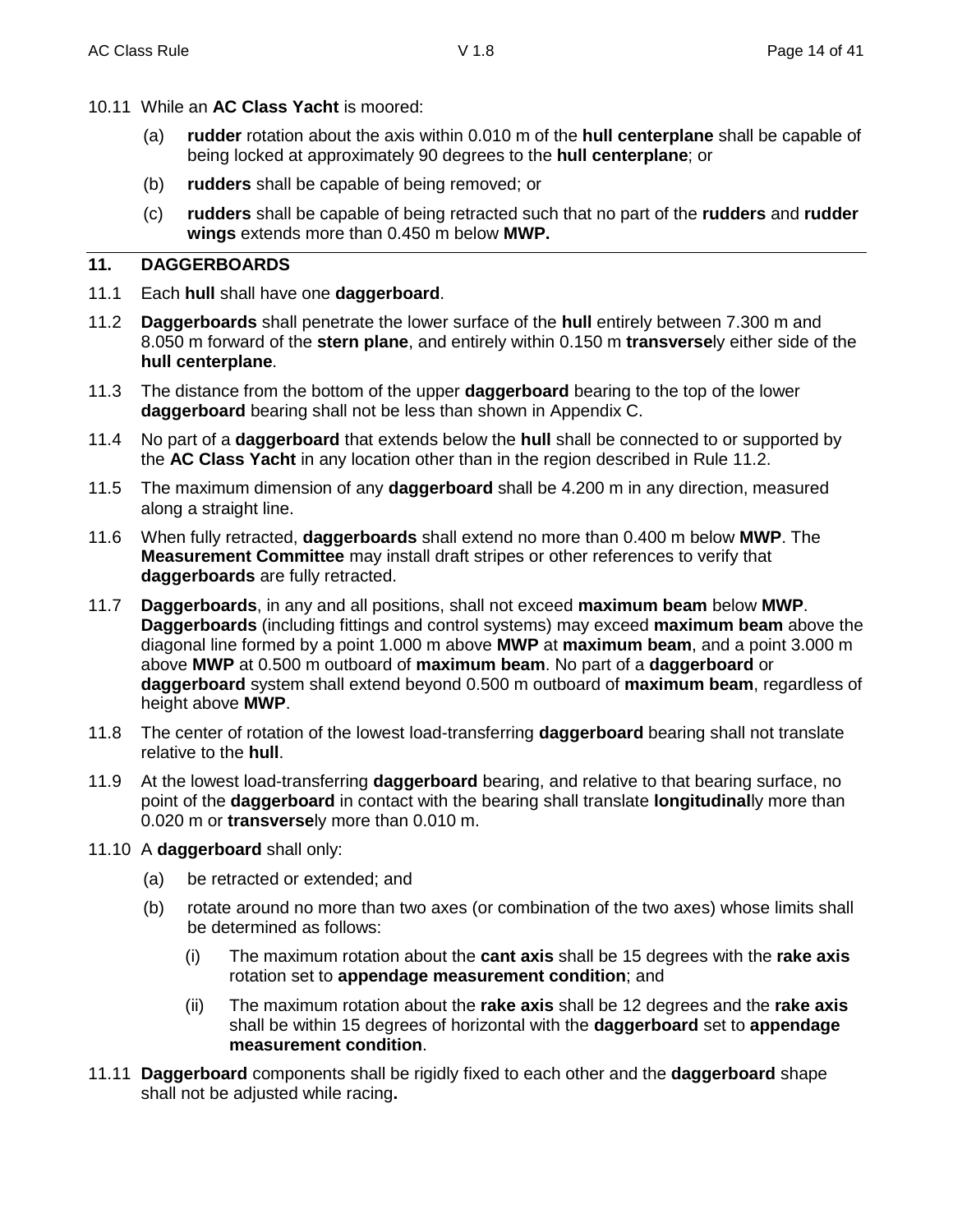10.11 While an **AC Class Yacht** is moored:

   (a) **rudder** rotation about the axis within 0.010 m of the **hull centerplane** shall be capable of being locked at approximately 90 degrees to the **hull centerplane**; or

   (b) **rudders** shall be capable of being removed; or

   (c) **rudders** shall be capable of being retracted such that no part of the **rudders** and **rudder wings** extends more than 0.450 m below **MWP.**

## 11. DAGGERBOARDS

11.1 Each **hull** shall have one **daggerboard**.

11.2 **Daggerboards** shall penetrate the lower surface of the **hull** entirely between 7.300 m and 8.050 m forward of the **stern plane**, and entirely within 0.150 m **transverse**ly either side of the **hull centerplane**.

11.3 The distance from the bottom of the upper **daggerboard** bearing to the top of the lower **daggerboard** bearing shall not be less than shown in Appendix C.

11.4 No part of a **daggerboard** that extends below the **hull** shall be connected to or supported by the **AC Class Yacht** in any location other than in the region described in Rule 11.2.

11.5 The maximum dimension of any **daggerboard** shall be 4.200 m in any direction, measured along a straight line.

11.6 When fully retracted, **daggerboards** shall extend no more than 0.400 m below **MWP**. The **Measurement Committee** may install draft stripes or other references to verify that **daggerboards** are fully retracted.

11.7 **Daggerboards**, in any and all positions, shall not exceed **maximum beam** below **MWP**. **Daggerboards** (including fittings and control systems) may exceed **maximum beam** above the diagonal line formed by a point 1.000 m above **MWP** at **maximum beam**, and a point 3.000 m above **MWP** at 0.500 m outboard of **maximum beam**. No part of a **daggerboard** or **daggerboard** system shall extend beyond 0.500 m outboard of **maximum beam**, regardless of height above **MWP**.

11.8 The center of rotation of the lowest load-transferring **daggerboard** bearing shall not translate relative to the **hull**.

11.9 At the lowest load-transferring **daggerboard** bearing, and relative to that bearing surface, no point of the **daggerboard** in contact with the bearing shall translate **longitudinal**ly more than 0.020 m or **transverse**ly more than 0.010 m.

11.10 A **daggerboard** shall only:

   (a) be retracted or extended; and

   (b) rotate around no more than two axes (or combination of the two axes) whose limits shall be determined as follows:

      (i) The maximum rotation about the **cant axis** shall be 15 degrees with the **rake axis** rotation set to **appendage measurement condition**; and

      (ii) The maximum rotation about the **rake axis** shall be 12 degrees and the **rake axis** shall be within 15 degrees of horizontal with the **daggerboard** set to **appendage measurement condition**.

11.11 **Daggerboard** components shall be rigidly fixed to each other and the **daggerboard** shape shall not be adjusted while racing**.**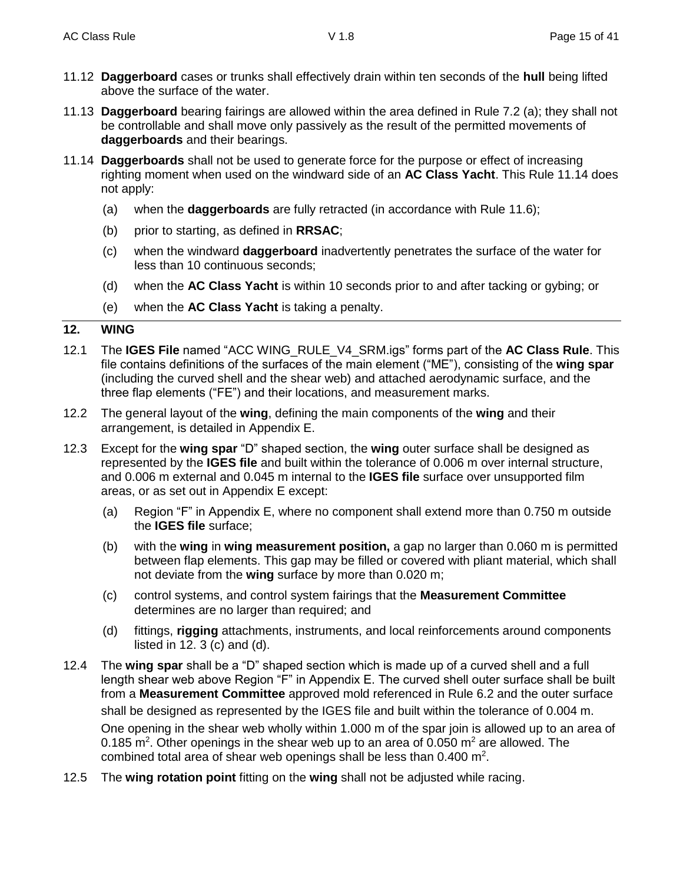11.12 **Daggerboard** cases or trunks shall effectively drain within ten seconds of the **hull** being lifted above the surface of the water.

11.13 **Daggerboard** bearing fairings are allowed within the area defined in Rule 7.2 (a); they shall not be controllable and shall move only passively as the result of the permitted movements of **daggerboards** and their bearings.

11.14 **Daggerboards** shall not be used to generate force for the purpose or effect of increasing righting moment when used on the windward side of an **AC Class Yacht**. This Rule 11.14 does not apply:

(a) when the **daggerboards** are fully retracted (in accordance with Rule 11.6);

(b) prior to starting, as defined in **RRSAC**;

(c) when the windward **daggerboard** inadvertently penetrates the surface of the water for less than 10 continuous seconds;

(d) when the **AC Class Yacht** is within 10 seconds prior to and after tacking or gybing; or

(e) when the **AC Class Yacht** is taking a penalty.

## 12. WING

12.1 The **IGES File** named "ACC WING_RULE_V4_SRM.igs" forms part of the **AC Class Rule**. This file contains definitions of the surfaces of the main element ("ME"), consisting of the **wing spar** (including the curved shell and the shear web) and attached aerodynamic surface, and the three flap elements ("FE") and their locations, and measurement marks.

12.2 The general layout of the **wing**, defining the main components of the **wing** and their arrangement, is detailed in Appendix E.

12.3 Except for the **wing spar** "D" shaped section, the **wing** outer surface shall be designed as represented by the **IGES file** and built within the tolerance of 0.006 m over internal structure, and 0.006 m external and 0.045 m internal to the **IGES file** surface over unsupported film areas, or as set out in Appendix E except:

(a) Region "F" in Appendix E, where no component shall extend more than 0.750 m outside the **IGES file** surface;

(b) with the **wing** in **wing measurement position,** a gap no larger than 0.060 m is permitted between flap elements. This gap may be filled or covered with pliant material, which shall not deviate from the **wing** surface by more than 0.020 m;

(c) control systems, and control system fairings that the **Measurement Committee** determines are no larger than required; and

(d) fittings, **rigging** attachments, instruments, and local reinforcements around components listed in 12. 3 (c) and (d).

12.4 The **wing spar** shall be a "D" shaped section which is made up of a curved shell and a full length shear web above Region "F" in Appendix E. The curved shell outer surface shall be built from a **Measurement Committee** approved mold referenced in Rule 6.2 and the outer surface shall be designed as represented by the IGES file and built within the tolerance of 0.004 m.

One opening in the shear web wholly within 1.000 m of the spar join is allowed up to an area of 0.185 $m^2$. Other openings in the shear web up to an area of 0.050 $m^2$ are allowed. The combined total area of shear web openings shall be less than 0.400 $m^2$.

12.5 The **wing rotation point** fitting on the **wing** shall not be adjusted while racing.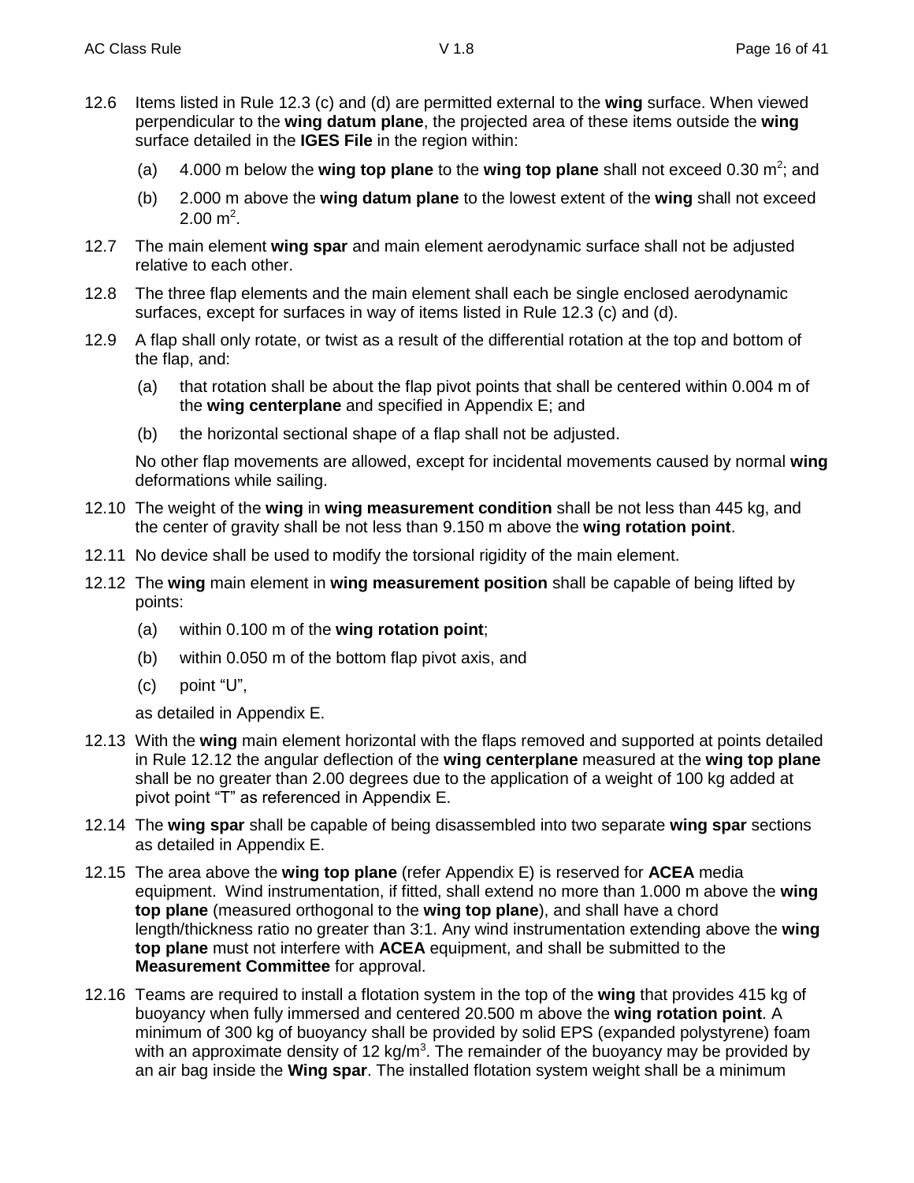12.6 Items listed in Rule 12.3 (c) and (d) are permitted external to the **wing** surface. When viewed perpendicular to the **wing datum plane**, the projected area of these items outside the **wing** surface detailed in the **IGES File** in the region within:

(a) 4.000 m below the **wing top plane** to the **wing top plane** shall not exceed 0.30 $m^2$; and

(b) 2.000 m above the **wing datum plane** to the lowest extent of the **wing** shall not exceed 2.00 $m^2$.

12.7 The main element **wing spar** and main element aerodynamic surface shall not be adjusted relative to each other.

12.8 The three flap elements and the main element shall each be single enclosed aerodynamic surfaces, except for surfaces in way of items listed in Rule 12.3 (c) and (d).

12.9 A flap shall only rotate, or twist as a result of the differential rotation at the top and bottom of the flap, and:

(a) that rotation shall be about the flap pivot points that shall be centered within 0.004 m of the **wing centerplane** and specified in Appendix E; and

(b) the horizontal sectional shape of a flap shall not be adjusted.

No other flap movements are allowed, except for incidental movements caused by normal **wing** deformations while sailing.

12.10 The weight of the **wing** in **wing measurement condition** shall be not less than 445 kg, and the center of gravity shall be not less than 9.150 m above the **wing rotation point**.

12.11 No device shall be used to modify the torsional rigidity of the main element.

12.12 The **wing** main element in **wing measurement position** shall be capable of being lifted by points:

(a) within 0.100 m of the **wing rotation point**;

(b) within 0.050 m of the bottom flap pivot axis, and

(c) point "U",

as detailed in Appendix E.

12.13 With the **wing** main element horizontal with the flaps removed and supported at points detailed in Rule 12.12 the angular deflection of the **wing centerplane** measured at the **wing top plane** shall be no greater than 2.00 degrees due to the application of a weight of 100 kg added at pivot point "T" as referenced in Appendix E.

12.14 The **wing spar** shall be capable of being disassembled into two separate **wing spar** sections as detailed in Appendix E.

12.15 The area above the **wing top plane** (refer Appendix E) is reserved for **ACEA** media equipment. Wind instrumentation, if fitted, shall extend no more than 1.000 m above the **wing top plane** (measured orthogonal to the **wing top plane**), and shall have a chord length/thickness ratio no greater than 3:1. Any wind instrumentation extending above the **wing top plane** must not interfere with **ACEA** equipment, and shall be submitted to the **Measurement Committee** for approval.

12.16 Teams are required to install a flotation system in the top of the **wing** that provides 415 kg of buoyancy when fully immersed and centered 20.500 m above the **wing rotation point**. A minimum of 300 kg of buoyancy shall be provided by solid EPS (expanded polystyrene) foam with an approximate density of 12 kg/$m^3$. The remainder of the buoyancy may be provided by an air bag inside the **Wing spar**. The installed flotation system weight shall be a minimum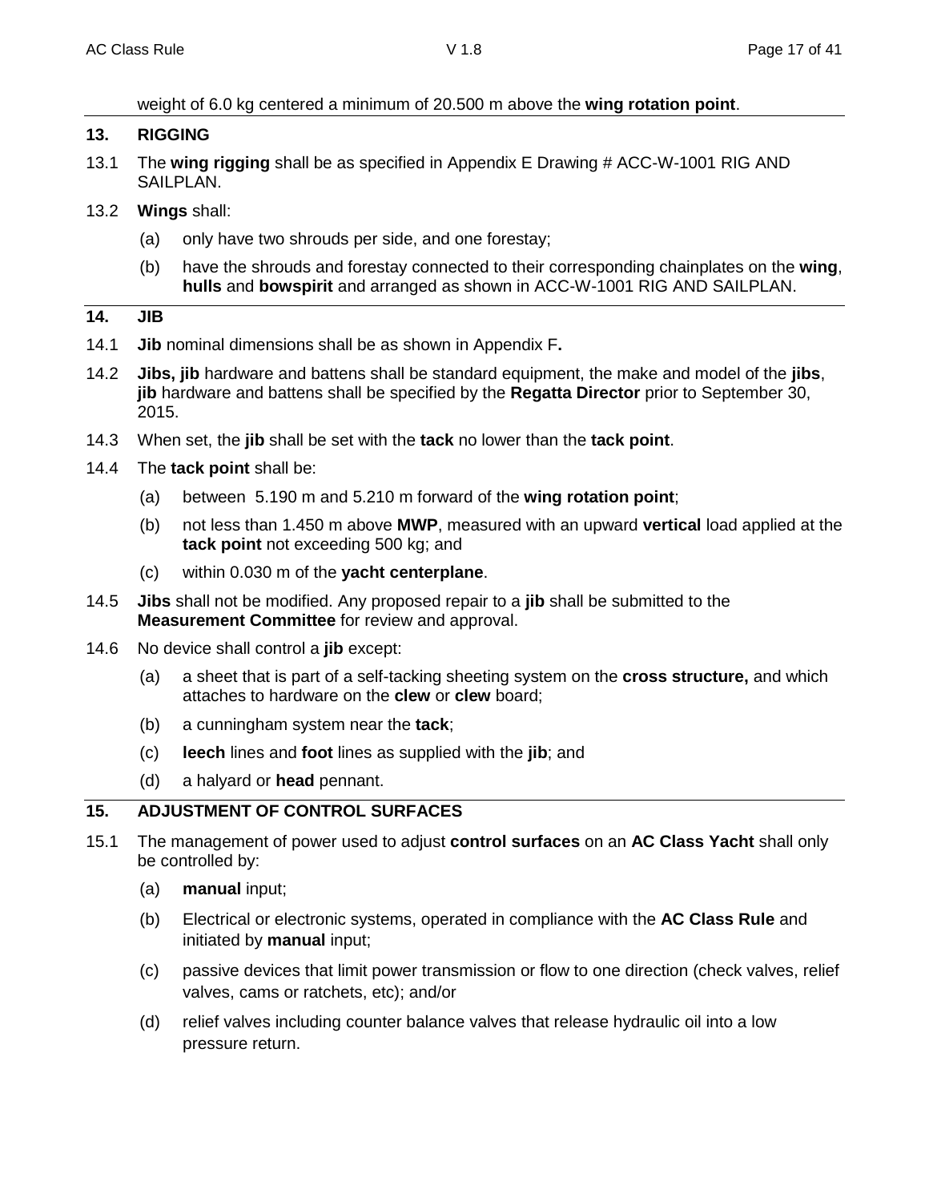weight of 6.0 kg centered a minimum of 20.500 m above the **wing rotation point**.

## 13. RIGGING

13.1 The **wing rigging** shall be as specified in Appendix E Drawing # ACC-W-1001 RIG AND SAILPLAN.

13.2 **Wings** shall:

- (a) only have two shrouds per side, and one forestay;
- (b) have the shrouds and forestay connected to their corresponding chainplates on the **wing**, **hulls** and **bowspirit** and arranged as shown in ACC-W-1001 RIG AND SAILPLAN.

## 14. JIB

14.1 **Jib** nominal dimensions shall be as shown in Appendix F**.**

14.2 **Jibs, jib** hardware and battens shall be standard equipment, the make and model of the **jibs**, **jib** hardware and battens shall be specified by the **Regatta Director** prior to September 30, 2015.

14.3 When set, the **jib** shall be set with the **tack** no lower than the **tack point**.

14.4 The **tack point** shall be:

- (a) between 5.190 m and 5.210 m forward of the **wing rotation point**;
- (b) not less than 1.450 m above **MWP**, measured with an upward **vertical** load applied at the **tack point** not exceeding 500 kg; and
- (c) within 0.030 m of the **yacht centerplane**.

14.5 **Jibs** shall not be modified. Any proposed repair to a **jib** shall be submitted to the **Measurement Committee** for review and approval.

14.6 No device shall control a **jib** except:

- (a) a sheet that is part of a self-tacking sheeting system on the **cross structure,** and which attaches to hardware on the **clew** or **clew** board;
- (b) a cunningham system near the **tack**;
- (c) **leech** lines and **foot** lines as supplied with the **jib**; and
- (d) a halyard or **head** pennant.

## 15. ADJUSTMENT OF CONTROL SURFACES

15.1 The management of power used to adjust **control surfaces** on an **AC Class Yacht** shall only be controlled by:

- (a) **manual** input;
- (b) Electrical or electronic systems, operated in compliance with the **AC Class Rule** and initiated by **manual** input;
- (c) passive devices that limit power transmission or flow to one direction (check valves, relief valves, cams or ratchets, etc); and/or
- (d) relief valves including counter balance valves that release hydraulic oil into a low pressure return.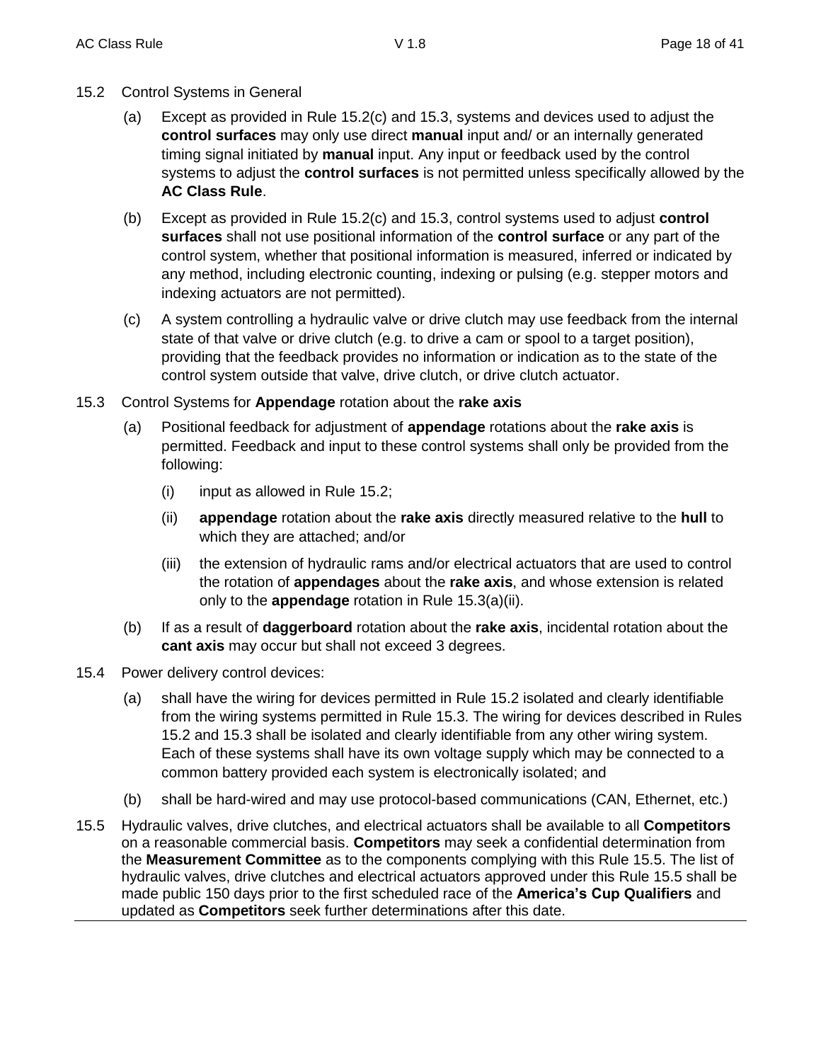15.2 Control Systems in General

(a) Except as provided in Rule 15.2(c) and 15.3, systems and devices used to adjust the **control surfaces** may only use direct **manual** input and/ or an internally generated timing signal initiated by **manual** input. Any input or feedback used by the control systems to adjust the **control surfaces** is not permitted unless specifically allowed by the **AC Class Rule**.

(b) Except as provided in Rule 15.2(c) and 15.3, control systems used to adjust **control surfaces** shall not use positional information of the **control surface** or any part of the control system, whether that positional information is measured, inferred or indicated by any method, including electronic counting, indexing or pulsing (e.g. stepper motors and indexing actuators are not permitted).

(c) A system controlling a hydraulic valve or drive clutch may use feedback from the internal state of that valve or drive clutch (e.g. to drive a cam or spool to a target position), providing that the feedback provides no information or indication as to the state of the control system outside that valve, drive clutch, or drive clutch actuator.

15.3 Control Systems for **Appendage** rotation about the **rake axis**

(a) Positional feedback for adjustment of **appendage** rotations about the **rake axis** is permitted. Feedback and input to these control systems shall only be provided from the following:

(i) input as allowed in Rule 15.2;

(ii) **appendage** rotation about the **rake axis** directly measured relative to the **hull** to which they are attached; and/or

(iii) the extension of hydraulic rams and/or electrical actuators that are used to control the rotation of **appendages** about the **rake axis**, and whose extension is related only to the **appendage** rotation in Rule 15.3(a)(ii).

(b) If as a result of **daggerboard** rotation about the **rake axis**, incidental rotation about the **cant axis** may occur but shall not exceed 3 degrees.

15.4 Power delivery control devices:

(a) shall have the wiring for devices permitted in Rule 15.2 isolated and clearly identifiable from the wiring systems permitted in Rule 15.3. The wiring for devices described in Rules 15.2 and 15.3 shall be isolated and clearly identifiable from any other wiring system. Each of these systems shall have its own voltage supply which may be connected to a common battery provided each system is electronically isolated; and

(b) shall be hard-wired and may use protocol-based communications (CAN, Ethernet, etc.)

15.5 Hydraulic valves, drive clutches, and electrical actuators shall be available to all **Competitors** on a reasonable commercial basis. **Competitors** may seek a confidential determination from the **Measurement Committee** as to the components complying with this Rule 15.5. The list of hydraulic valves, drive clutches and electrical actuators approved under this Rule 15.5 shall be made public 150 days prior to the first scheduled race of the **America's Cup Qualifiers** and updated as **Competitors** seek further determinations after this date.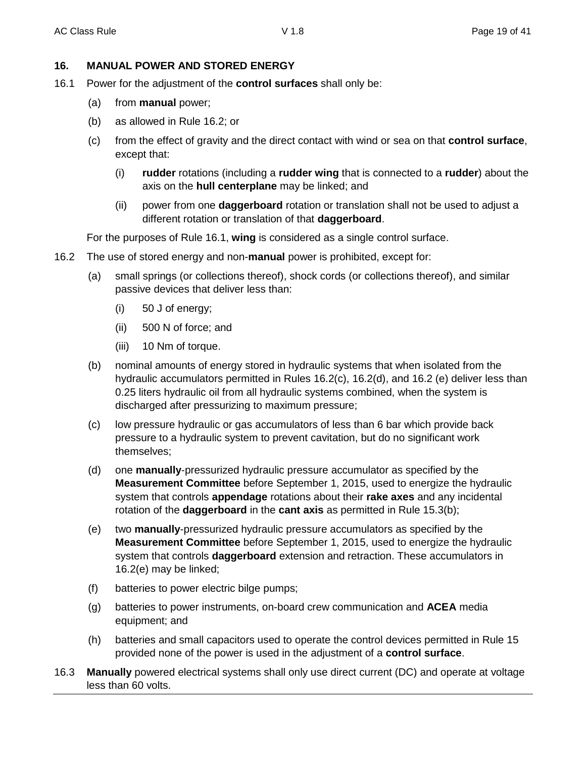## 16. MANUAL POWER AND STORED ENERGY

16.1 Power for the adjustment of the **control surfaces** shall only be:

- (a) from **manual** power;
- (b) as allowed in Rule 16.2; or
- (c) from the effect of gravity and the direct contact with wind or sea on that **control surface**, except that:
  - (i) **rudder** rotations (including a **rudder wing** that is connected to a **rudder**) about the axis on the **hull centerplane** may be linked; and
  - (ii) power from one **daggerboard** rotation or translation shall not be used to adjust a different rotation or translation of that **daggerboard**.

For the purposes of Rule 16.1, **wing** is considered as a single control surface.

16.2 The use of stored energy and non-**manual** power is prohibited, except for:

- (a) small springs (or collections thereof), shock cords (or collections thereof), and similar passive devices that deliver less than:
  - (i) 50 J of energy;
  - (ii) 500 N of force; and
  - (iii) 10 Nm of torque.
- (b) nominal amounts of energy stored in hydraulic systems that when isolated from the hydraulic accumulators permitted in Rules 16.2(c), 16.2(d), and 16.2 (e) deliver less than 0.25 liters hydraulic oil from all hydraulic systems combined, when the system is discharged after pressurizing to maximum pressure;
- (c) low pressure hydraulic or gas accumulators of less than 6 bar which provide back pressure to a hydraulic system to prevent cavitation, but do no significant work themselves;
- (d) one **manually**-pressurized hydraulic pressure accumulator as specified by the **Measurement Committee** before September 1, 2015, used to energize the hydraulic system that controls **appendage** rotations about their **rake axes** and any incidental rotation of the **daggerboard** in the **cant axis** as permitted in Rule 15.3(b);
- (e) two **manually**-pressurized hydraulic pressure accumulators as specified by the **Measurement Committee** before September 1, 2015, used to energize the hydraulic system that controls **daggerboard** extension and retraction. These accumulators in 16.2(e) may be linked;
- (f) batteries to power electric bilge pumps;
- (g) batteries to power instruments, on-board crew communication and **ACEA** media equipment; and
- (h) batteries and small capacitors used to operate the control devices permitted in Rule 15 provided none of the power is used in the adjustment of a **control surface**.

16.3 **Manually** powered electrical systems shall only use direct current (DC) and operate at voltage less than 60 volts.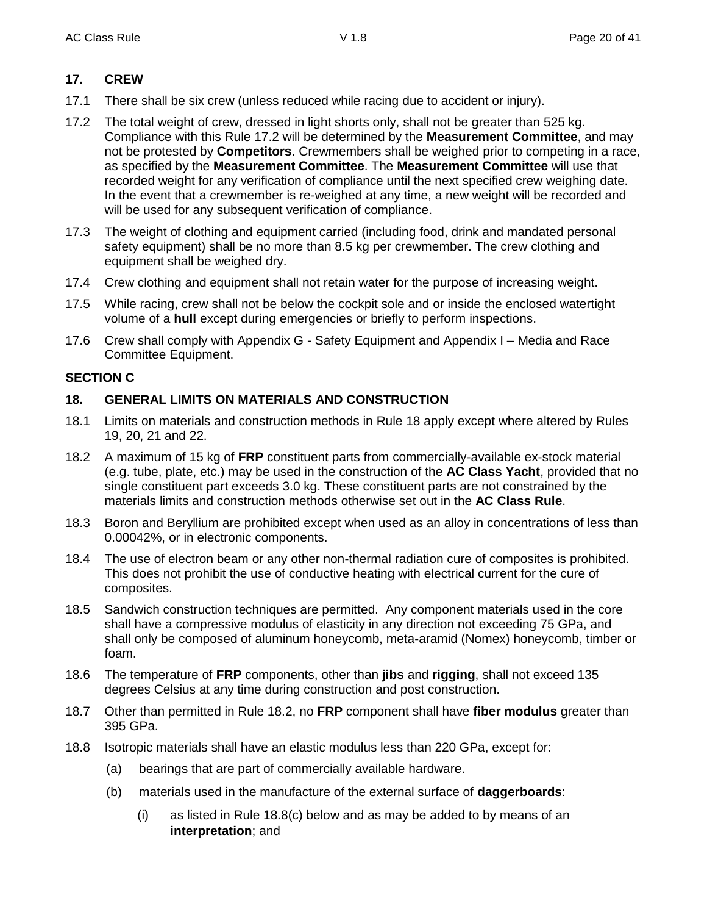## 17. CREW

17.1 There shall be six crew (unless reduced while racing due to accident or injury).

17.2 The total weight of crew, dressed in light shorts only, shall not be greater than 525 kg. Compliance with this Rule 17.2 will be determined by the **Measurement Committee**, and may not be protested by **Competitors**. Crewmembers shall be weighed prior to competing in a race, as specified by the **Measurement Committee**. The **Measurement Committee** will use that recorded weight for any verification of compliance until the next specified crew weighing date. In the event that a crewmember is re-weighed at any time, a new weight will be recorded and will be used for any subsequent verification of compliance.

17.3 The weight of clothing and equipment carried (including food, drink and mandated personal safety equipment) shall be no more than 8.5 kg per crewmember. The crew clothing and equipment shall be weighed dry.

17.4 Crew clothing and equipment shall not retain water for the purpose of increasing weight.

17.5 While racing, crew shall not be below the cockpit sole and or inside the enclosed watertight volume of a **hull** except during emergencies or briefly to perform inspections.

17.6 Crew shall comply with Appendix G - Safety Equipment and Appendix I – Media and Race Committee Equipment.

---

## SECTION C

## 18. GENERAL LIMITS ON MATERIALS AND CONSTRUCTION

18.1 Limits on materials and construction methods in Rule 18 apply except where altered by Rules 19, 20, 21 and 22.

18.2 A maximum of 15 kg of **FRP** constituent parts from commercially-available ex-stock material (e.g. tube, plate, etc.) may be used in the construction of the **AC Class Yacht**, provided that no single constituent part exceeds 3.0 kg. These constituent parts are not constrained by the materials limits and construction methods otherwise set out in the **AC Class Rule**.

18.3 Boron and Beryllium are prohibited except when used as an alloy in concentrations of less than 0.00042%, or in electronic components.

18.4 The use of electron beam or any other non-thermal radiation cure of composites is prohibited. This does not prohibit the use of conductive heating with electrical current for the cure of composites.

18.5 Sandwich construction techniques are permitted. Any component materials used in the core shall have a compressive modulus of elasticity in any direction not exceeding 75 GPa, and shall only be composed of aluminum honeycomb, meta-aramid (Nomex) honeycomb, timber or foam.

18.6 The temperature of **FRP** components, other than **jibs** and **rigging**, shall not exceed 135 degrees Celsius at any time during construction and post construction.

18.7 Other than permitted in Rule 18.2, no **FRP** component shall have **fiber modulus** greater than 395 GPa.

18.8 Isotropic materials shall have an elastic modulus less than 220 GPa, except for:

(a) bearings that are part of commercially available hardware.

(b) materials used in the manufacture of the external surface of **daggerboards**:

(i) as listed in Rule 18.8(c) below and as may be added to by means of an **interpretation**; and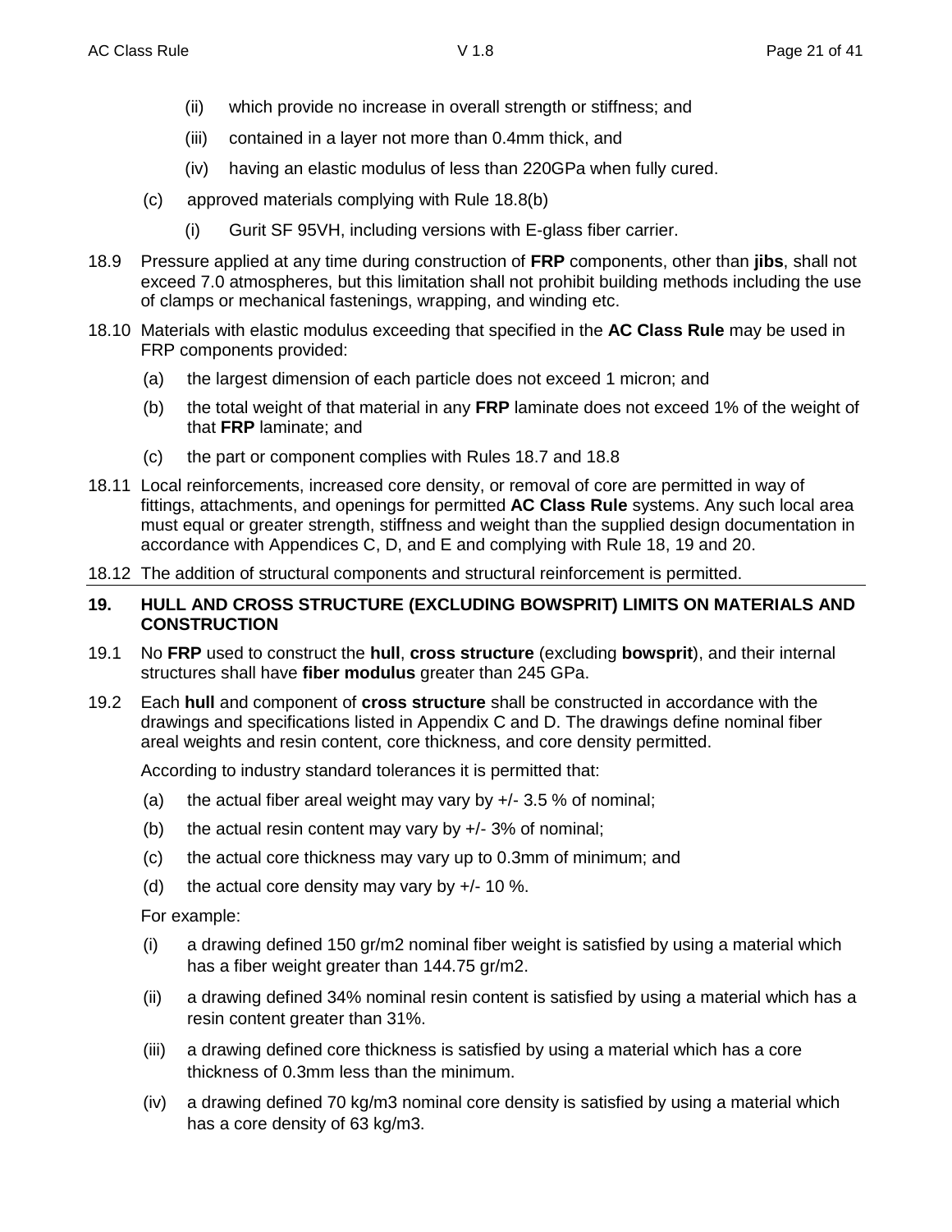(ii) which provide no increase in overall strength or stiffness; and

(iii) contained in a layer not more than 0.4mm thick, and

(iv) having an elastic modulus of less than 220GPa when fully cured.

(c) approved materials complying with Rule 18.8(b)

(i) Gurit SF 95VH, including versions with E-glass fiber carrier.

18.9 Pressure applied at any time during construction of **FRP** components, other than **jibs**, shall not exceed 7.0 atmospheres, but this limitation shall not prohibit building methods including the use of clamps or mechanical fastenings, wrapping, and winding etc.

18.10 Materials with elastic modulus exceeding that specified in the **AC Class Rule** may be used in FRP components provided:

(a) the largest dimension of each particle does not exceed 1 micron; and

(b) the total weight of that material in any **FRP** laminate does not exceed 1% of the weight of that **FRP** laminate; and

(c) the part or component complies with Rules 18.7 and 18.8

18.11 Local reinforcements, increased core density, or removal of core are permitted in way of fittings, attachments, and openings for permitted **AC Class Rule** systems. Any such local area must equal or greater strength, stiffness and weight than the supplied design documentation in accordance with Appendices C, D, and E and complying with Rule 18, 19 and 20.

18.12 The addition of structural components and structural reinforcement is permitted.

## 19. HULL AND CROSS STRUCTURE (EXCLUDING BOWSPRIT) LIMITS ON MATERIALS AND CONSTRUCTION

19.1 No **FRP** used to construct the **hull**, **cross structure** (excluding **bowsprit**), and their internal structures shall have **fiber modulus** greater than 245 GPa.

19.2 Each **hull** and component of **cross structure** shall be constructed in accordance with the drawings and specifications listed in Appendix C and D. The drawings define nominal fiber areal weights and resin content, core thickness, and core density permitted.

According to industry standard tolerances it is permitted that:

(a) the actual fiber areal weight may vary by +/- 3.5 % of nominal;

(b) the actual resin content may vary by +/- 3% of nominal;

(c) the actual core thickness may vary up to 0.3mm of minimum; and

(d) the actual core density may vary by +/- 10 %.

For example:

(i) a drawing defined 150 gr/m2 nominal fiber weight is satisfied by using a material which has a fiber weight greater than 144.75 gr/m2.

(ii) a drawing defined 34% nominal resin content is satisfied by using a material which has a resin content greater than 31%.

(iii) a drawing defined core thickness is satisfied by using a material which has a core thickness of 0.3mm less than the minimum.

(iv) a drawing defined 70 kg/m3 nominal core density is satisfied by using a material which has a core density of 63 kg/m3.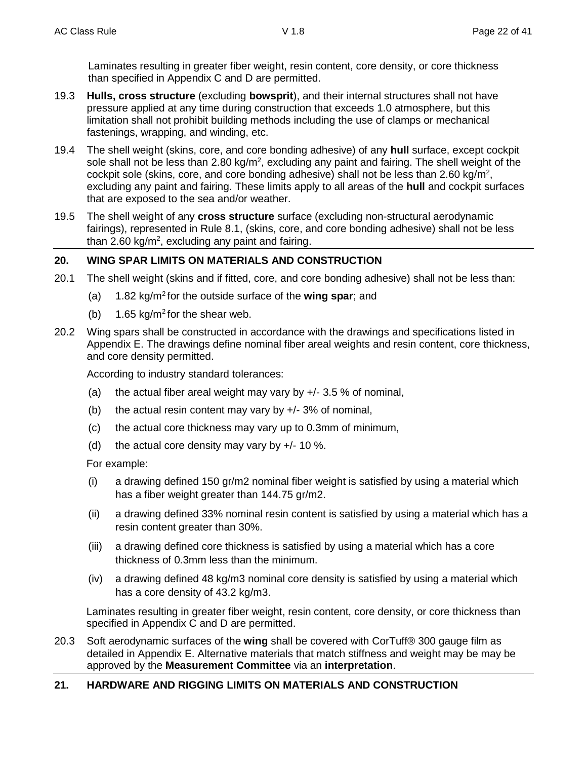Laminates resulting in greater fiber weight, resin content, core density, or core thickness than specified in Appendix C and D are permitted.

19.3 **Hulls, cross structure** (excluding **bowsprit**), and their internal structures shall not have pressure applied at any time during construction that exceeds 1.0 atmosphere, but this limitation shall not prohibit building methods including the use of clamps or mechanical fastenings, wrapping, and winding, etc.

19.4 The shell weight (skins, core, and core bonding adhesive) of any **hull** surface, except cockpit sole shall not be less than 2.80 kg/m$^2$, excluding any paint and fairing. The shell weight of the cockpit sole (skins, core, and core bonding adhesive) shall not be less than 2.60 kg/m$^2$, excluding any paint and fairing. These limits apply to all areas of the **hull** and cockpit surfaces that are exposed to the sea and/or weather.

19.5 The shell weight of any **cross structure** surface (excluding non-structural aerodynamic fairings), represented in Rule 8.1, (skins, core, and core bonding adhesive) shall not be less than 2.60 kg/m$^2$, excluding any paint and fairing.

## 20. WING SPAR LIMITS ON MATERIALS AND CONSTRUCTION

20.1 The shell weight (skins and if fitted, core, and core bonding adhesive) shall not be less than:

(a) 1.82 kg/m$^2$ for the outside surface of the **wing spar**; and

(b) 1.65 kg/m$^2$ for the shear web.

20.2 Wing spars shall be constructed in accordance with the drawings and specifications listed in Appendix E. The drawings define nominal fiber areal weights and resin content, core thickness, and core density permitted.

According to industry standard tolerances:

(a) the actual fiber areal weight may vary by +/- 3.5 % of nominal,

(b) the actual resin content may vary by +/- 3% of nominal,

(c) the actual core thickness may vary up to 0.3mm of minimum,

(d) the actual core density may vary by +/- 10 %.

For example:

(i) a drawing defined 150 gr/m2 nominal fiber weight is satisfied by using a material which has a fiber weight greater than 144.75 gr/m2.

(ii) a drawing defined 33% nominal resin content is satisfied by using a material which has a resin content greater than 30%.

(iii) a drawing defined core thickness is satisfied by using a material which has a core thickness of 0.3mm less than the minimum.

(iv) a drawing defined 48 kg/m3 nominal core density is satisfied by using a material which has a core density of 43.2 kg/m3.

Laminates resulting in greater fiber weight, resin content, core density, or core thickness than specified in Appendix C and D are permitted.

20.3 Soft aerodynamic surfaces of the **wing** shall be covered with CorTuff® 300 gauge film as detailed in Appendix E. Alternative materials that match stiffness and weight may be may be approved by the **Measurement Committee** via an **interpretation**.

## 21. HARDWARE AND RIGGING LIMITS ON MATERIALS AND CONSTRUCTION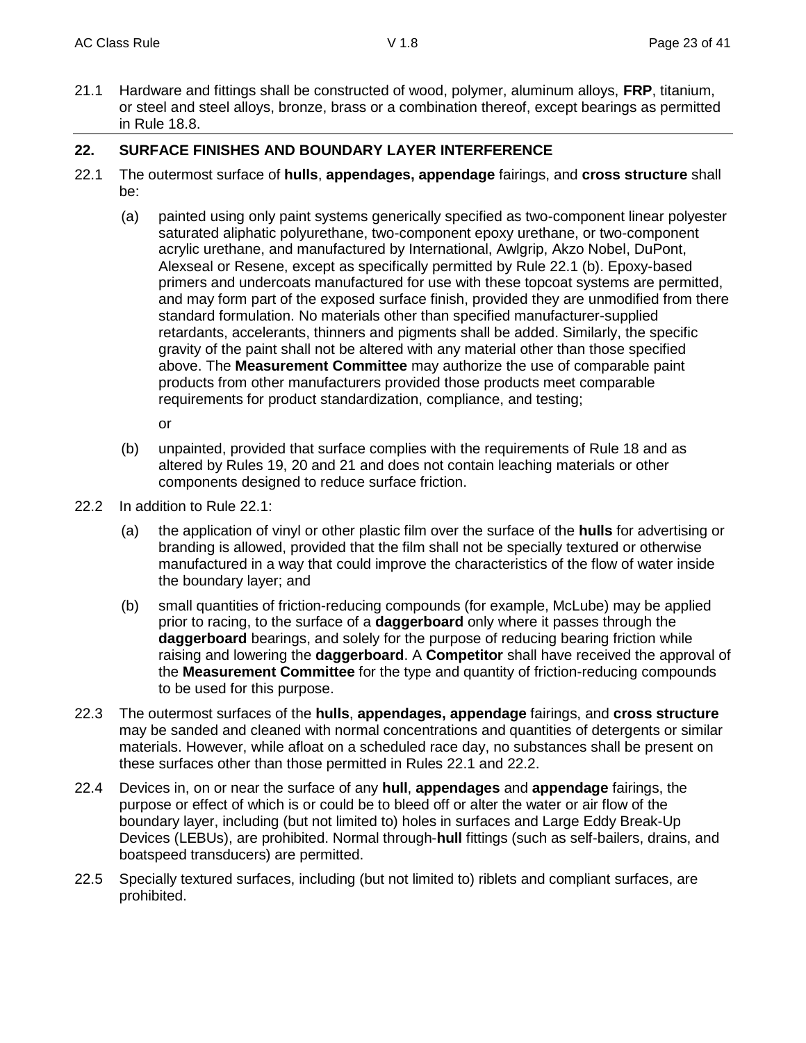21.1 Hardware and fittings shall be constructed of wood, polymer, aluminum alloys, **FRP**, titanium, or steel and steel alloys, bronze, brass or a combination thereof, except bearings as permitted in Rule 18.8.

## 22. SURFACE FINISHES AND BOUNDARY LAYER INTERFERENCE

22.1 The outermost surface of **hulls**, **appendages, appendage** fairings, and **cross structure** shall be:

(a) painted using only paint systems generically specified as two-component linear polyester saturated aliphatic polyurethane, two-component epoxy urethane, or two-component acrylic urethane, and manufactured by International, Awlgrip, Akzo Nobel, DuPont, Alexseal or Resene, except as specifically permitted by Rule 22.1 (b). Epoxy-based primers and undercoats manufactured for use with these topcoat systems are permitted, and may form part of the exposed surface finish, provided they are unmodified from there standard formulation. No materials other than specified manufacturer-supplied retardants, accelerants, thinners and pigments shall be added. Similarly, the specific gravity of the paint shall not be altered with any material other than those specified above. The **Measurement Committee** may authorize the use of comparable paint products from other manufacturers provided those products meet comparable requirements for product standardization, compliance, and testing;

or

(b) unpainted, provided that surface complies with the requirements of Rule 18 and as altered by Rules 19, 20 and 21 and does not contain leaching materials or other components designed to reduce surface friction.

22.2 In addition to Rule 22.1:

(a) the application of vinyl or other plastic film over the surface of the **hulls** for advertising or branding is allowed, provided that the film shall not be specially textured or otherwise manufactured in a way that could improve the characteristics of the flow of water inside the boundary layer; and

(b) small quantities of friction-reducing compounds (for example, McLube) may be applied prior to racing, to the surface of a **daggerboard** only where it passes through the **daggerboard** bearings, and solely for the purpose of reducing bearing friction while raising and lowering the **daggerboard**. A **Competitor** shall have received the approval of the **Measurement Committee** for the type and quantity of friction-reducing compounds to be used for this purpose.

22.3 The outermost surfaces of the **hulls**, **appendages, appendage** fairings, and **cross structure** may be sanded and cleaned with normal concentrations and quantities of detergents or similar materials. However, while afloat on a scheduled race day, no substances shall be present on these surfaces other than those permitted in Rules 22.1 and 22.2.

22.4 Devices in, on or near the surface of any **hull**, **appendages** and **appendage** fairings, the purpose or effect of which is or could be to bleed off or alter the water or air flow of the boundary layer, including (but not limited to) holes in surfaces and Large Eddy Break-Up Devices (LEBUs), are prohibited. Normal through-**hull** fittings (such as self-bailers, drains, and boatspeed transducers) are permitted.

22.5 Specially textured surfaces, including (but not limited to) riblets and compliant surfaces, are prohibited.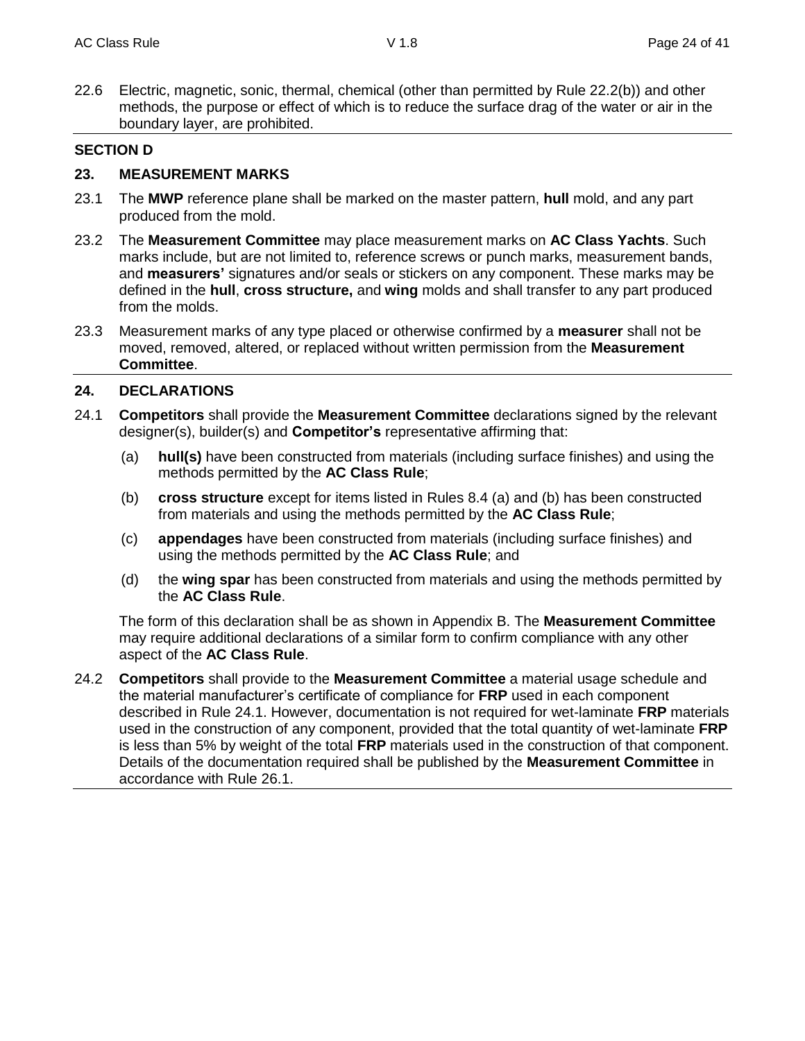22.6 Electric, magnetic, sonic, thermal, chemical (other than permitted by Rule 22.2(b)) and other methods, the purpose or effect of which is to reduce the surface drag of the water or air in the boundary layer, are prohibited.

## SECTION D

### 23. MEASUREMENT MARKS

23.1 The **MWP** reference plane shall be marked on the master pattern, **hull** mold, and any part produced from the mold.

23.2 The **Measurement Committee** may place measurement marks on **AC Class Yachts**. Such marks include, but are not limited to, reference screws or punch marks, measurement bands, and **measurers'** signatures and/or seals or stickers on any component. These marks may be defined in the **hull**, **cross structure,** and **wing** molds and shall transfer to any part produced from the molds.

23.3 Measurement marks of any type placed or otherwise confirmed by a **measurer** shall not be moved, removed, altered, or replaced without written permission from the **Measurement Committee**.

### 24. DECLARATIONS

24.1 **Competitors** shall provide the **Measurement Committee** declarations signed by the relevant designer(s), builder(s) and **Competitor's** representative affirming that:

(a) **hull(s)** have been constructed from materials (including surface finishes) and using the methods permitted by the **AC Class Rule**;

(b) **cross structure** except for items listed in Rules 8.4 (a) and (b) has been constructed from materials and using the methods permitted by the **AC Class Rule**;

(c) **appendages** have been constructed from materials (including surface finishes) and using the methods permitted by the **AC Class Rule**; and

(d) the **wing spar** has been constructed from materials and using the methods permitted by the **AC Class Rule**.

The form of this declaration shall be as shown in Appendix B. The **Measurement Committee** may require additional declarations of a similar form to confirm compliance with any other aspect of the **AC Class Rule**.

24.2 **Competitors** shall provide to the **Measurement Committee** a material usage schedule and the material manufacturer's certificate of compliance for **FRP** used in each component described in Rule 24.1. However, documentation is not required for wet-laminate **FRP** materials used in the construction of any component, provided that the total quantity of wet-laminate **FRP** is less than 5% by weight of the total **FRP** materials used in the construction of that component. Details of the documentation required shall be published by the **Measurement Committee** in accordance with Rule 26.1.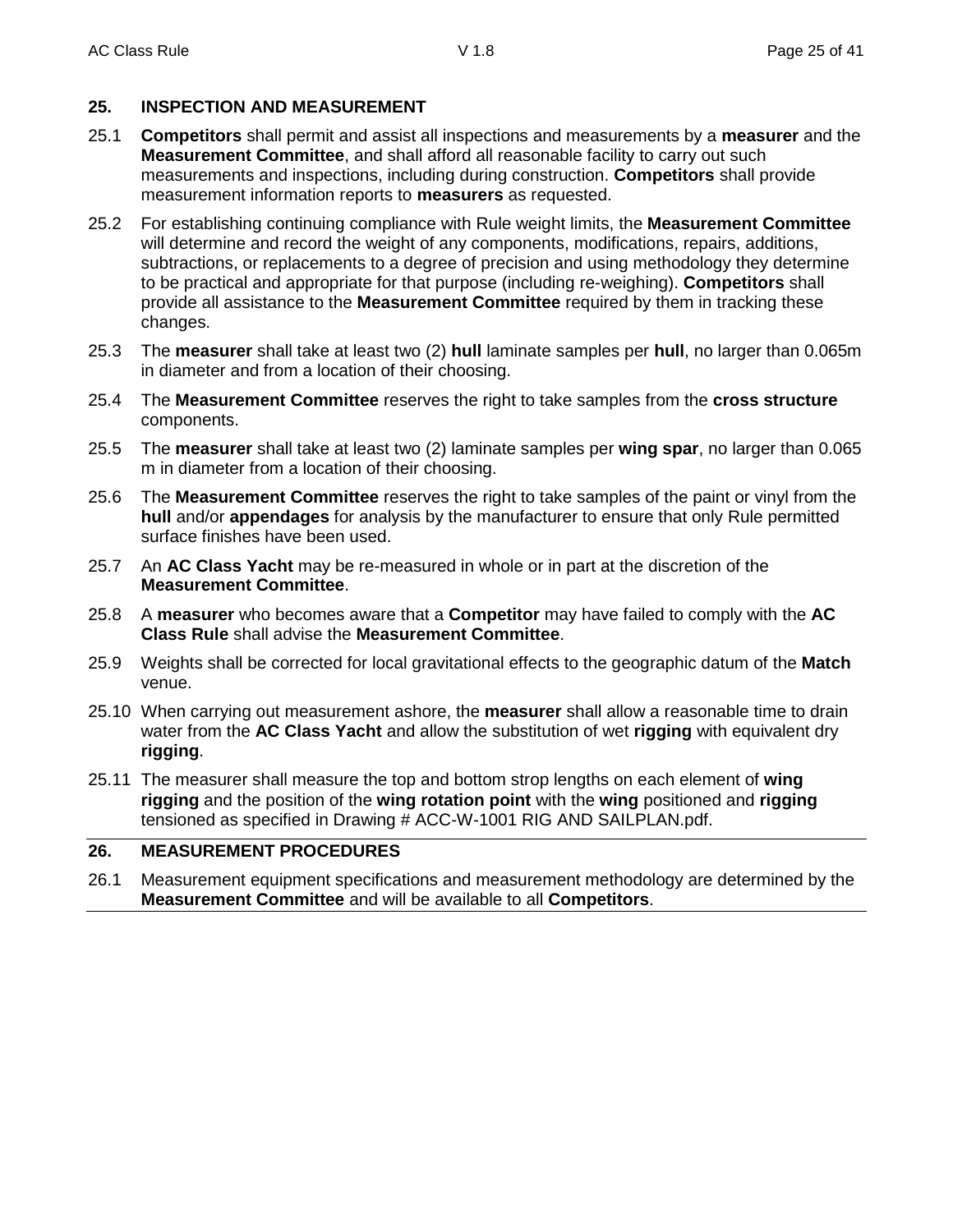## 25. INSPECTION AND MEASUREMENT

25.1 **Competitors** shall permit and assist all inspections and measurements by a **measurer** and the **Measurement Committee**, and shall afford all reasonable facility to carry out such measurements and inspections, including during construction. **Competitors** shall provide measurement information reports to **measurers** as requested.

25.2 For establishing continuing compliance with Rule weight limits, the **Measurement Committee** will determine and record the weight of any components, modifications, repairs, additions, subtractions, or replacements to a degree of precision and using methodology they determine to be practical and appropriate for that purpose (including re-weighing). **Competitors** shall provide all assistance to the **Measurement Committee** required by them in tracking these changes.

25.3 The **measurer** shall take at least two (2) **hull** laminate samples per **hull**, no larger than 0.065m in diameter and from a location of their choosing.

25.4 The **Measurement Committee** reserves the right to take samples from the **cross structure** components.

25.5 The **measurer** shall take at least two (2) laminate samples per **wing spar**, no larger than 0.065 m in diameter from a location of their choosing.

25.6 The **Measurement Committee** reserves the right to take samples of the paint or vinyl from the **hull** and/or **appendages** for analysis by the manufacturer to ensure that only Rule permitted surface finishes have been used.

25.7 An **AC Class Yacht** may be re-measured in whole or in part at the discretion of the **Measurement Committee**.

25.8 A **measurer** who becomes aware that a **Competitor** may have failed to comply with the **AC Class Rule** shall advise the **Measurement Committee**.

25.9 Weights shall be corrected for local gravitational effects to the geographic datum of the **Match** venue.

25.10 When carrying out measurement ashore, the **measurer** shall allow a reasonable time to drain water from the **AC Class Yacht** and allow the substitution of wet **rigging** with equivalent dry **rigging**.

25.11 The measurer shall measure the top and bottom strop lengths on each element of **wing rigging** and the position of the **wing rotation point** with the **wing** positioned and **rigging** tensioned as specified in Drawing # ACC-W-1001 RIG AND SAILPLAN.pdf.

## 26. MEASUREMENT PROCEDURES

26.1 Measurement equipment specifications and measurement methodology are determined by the **Measurement Committee** and will be available to all **Competitors**.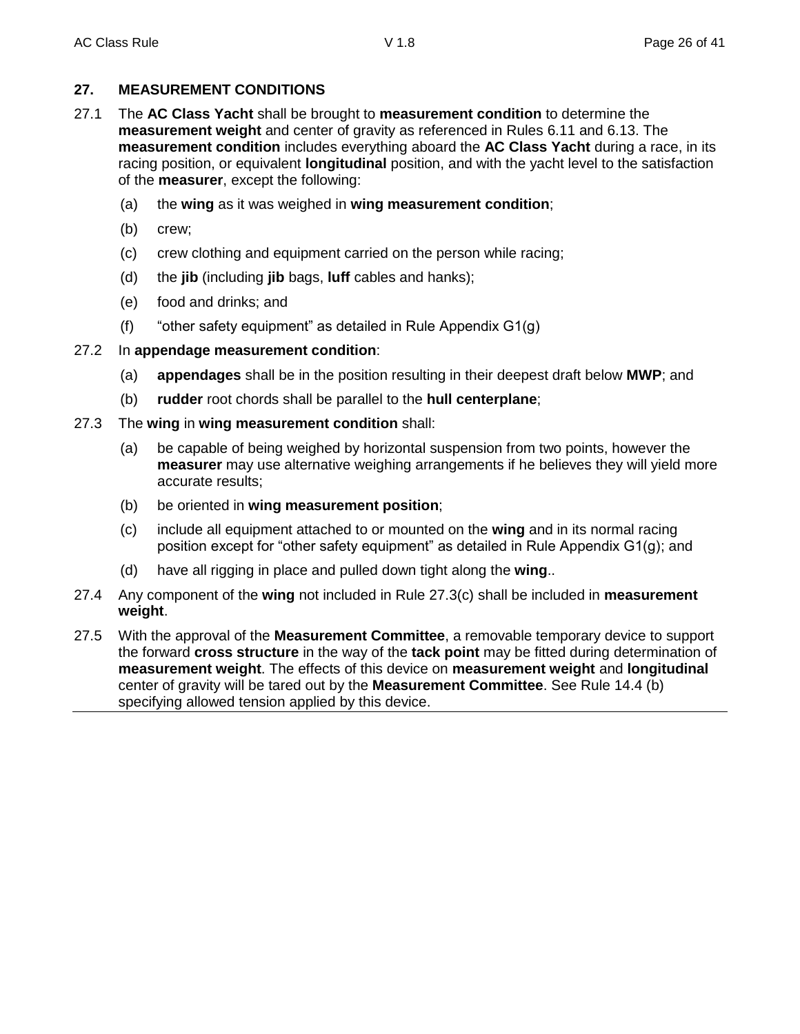## 27. MEASUREMENT CONDITIONS

27.1 The **AC Class Yacht** shall be brought to **measurement condition** to determine the **measurement weight** and center of gravity as referenced in Rules 6.11 and 6.13. The **measurement condition** includes everything aboard the **AC Class Yacht** during a race, in its racing position, or equivalent **longitudinal** position, and with the yacht level to the satisfaction of the **measurer**, except the following:

- (a) the **wing** as it was weighed in **wing measurement condition**;
- (b) crew;
- (c) crew clothing and equipment carried on the person while racing;
- (d) the **jib** (including **jib** bags, **luff** cables and hanks);
- (e) food and drinks; and
- (f) "other safety equipment" as detailed in Rule Appendix G1(g)

27.2 In **appendage measurement condition**:

- (a) **appendages** shall be in the position resulting in their deepest draft below **MWP**; and
- (b) **rudder** root chords shall be parallel to the **hull centerplane**;

27.3 The **wing** in **wing measurement condition** shall:

- (a) be capable of being weighed by horizontal suspension from two points, however the **measurer** may use alternative weighing arrangements if he believes they will yield more accurate results;
- (b) be oriented in **wing measurement position**;
- (c) include all equipment attached to or mounted on the **wing** and in its normal racing position except for "other safety equipment" as detailed in Rule Appendix G1(g); and
- (d) have all rigging in place and pulled down tight along the **wing**..

27.4 Any component of the **wing** not included in Rule 27.3(c) shall be included in **measurement weight**.

27.5 With the approval of the **Measurement Committee**, a removable temporary device to support the forward **cross structure** in the way of the **tack point** may be fitted during determination of **measurement weight**. The effects of this device on **measurement weight** and **longitudinal** center of gravity will be tared out by the **Measurement Committee**. See Rule 14.4 (b) specifying allowed tension applied by this device.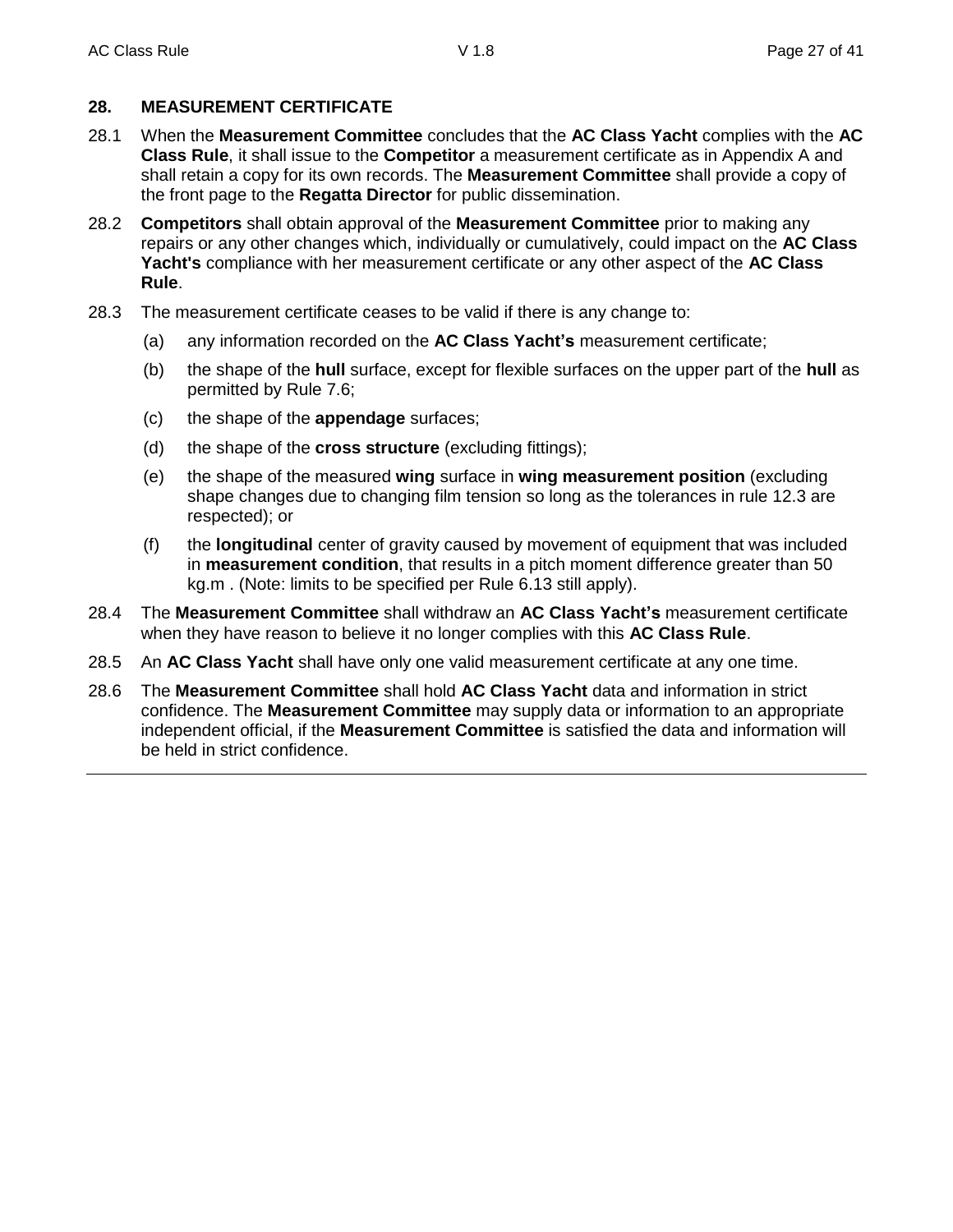## 28. MEASUREMENT CERTIFICATE

28.1 When the **Measurement Committee** concludes that the **AC Class Yacht** complies with the **AC Class Rule**, it shall issue to the **Competitor** a measurement certificate as in Appendix A and shall retain a copy for its own records. The **Measurement Committee** shall provide a copy of the front page to the **Regatta Director** for public dissemination.

28.2 **Competitors** shall obtain approval of the **Measurement Committee** prior to making any repairs or any other changes which, individually or cumulatively, could impact on the **AC Class Yacht's** compliance with her measurement certificate or any other aspect of the **AC Class Rule**.

28.3 The measurement certificate ceases to be valid if there is any change to:

(a) any information recorded on the **AC Class Yacht's** measurement certificate;

(b) the shape of the **hull** surface, except for flexible surfaces on the upper part of the **hull** as permitted by Rule 7.6;

(c) the shape of the **appendage** surfaces;

(d) the shape of the **cross structure** (excluding fittings);

(e) the shape of the measured **wing** surface in **wing measurement position** (excluding shape changes due to changing film tension so long as the tolerances in rule 12.3 are respected); or

(f) the **longitudinal** center of gravity caused by movement of equipment that was included in **measurement condition**, that results in a pitch moment difference greater than 50 kg.m . (Note: limits to be specified per Rule 6.13 still apply).

28.4 The **Measurement Committee** shall withdraw an **AC Class Yacht's** measurement certificate when they have reason to believe it no longer complies with this **AC Class Rule**.

28.5 An **AC Class Yacht** shall have only one valid measurement certificate at any one time.

28.6 The **Measurement Committee** shall hold **AC Class Yacht** data and information in strict confidence. The **Measurement Committee** may supply data or information to an appropriate independent official, if the **Measurement Committee** is satisfied the data and information will be held in strict confidence.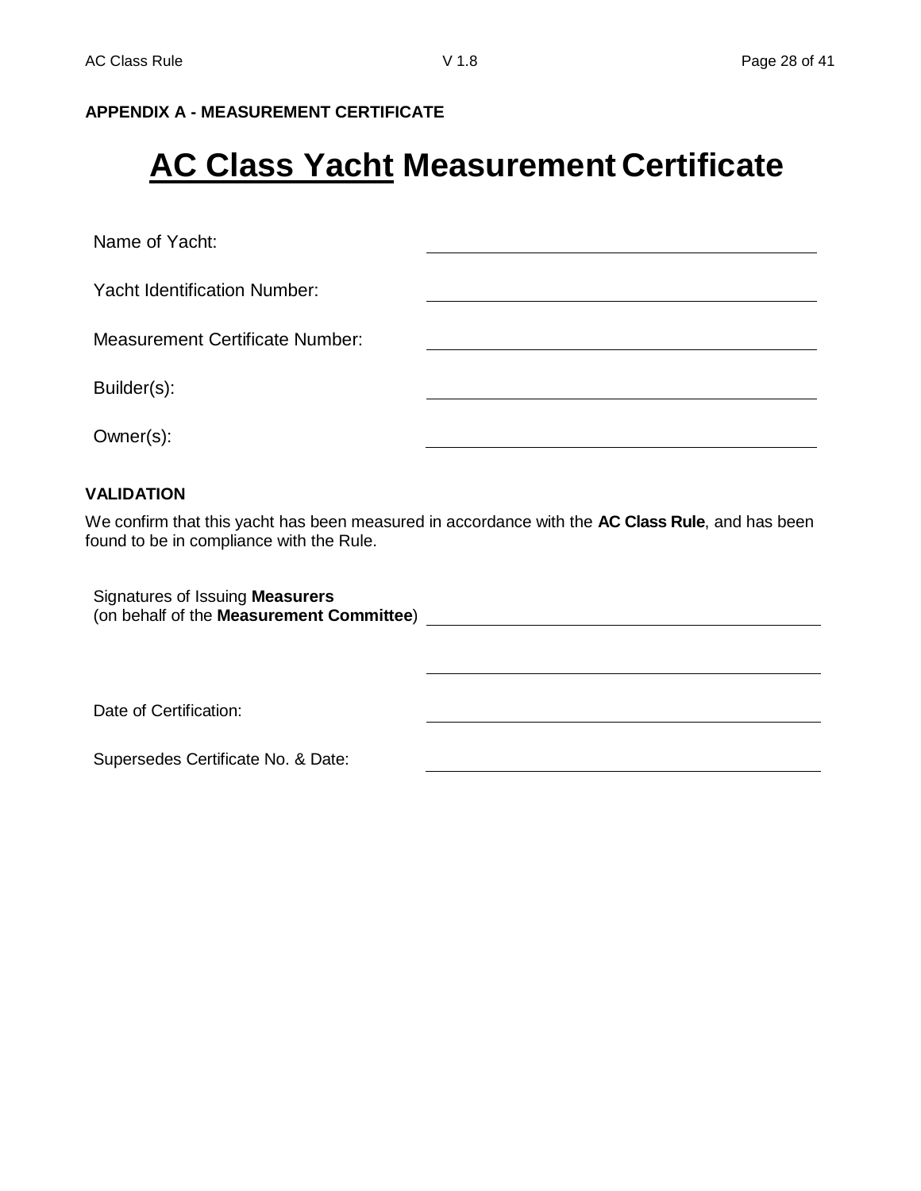**APPENDIX A - MEASUREMENT CERTIFICATE**

# AC Class Yacht Measurement Certificate

| | |
|---|---|
| Name of Yacht: | ____________________ |
| Yacht Identification Number: | ____________________ |
| Measurement Certificate Number: | ____________________ |
| Builder(s): | ____________________ |
| Owner(s): | ____________________ |

**VALIDATION**

We confirm that this yacht has been measured in accordance with the **AC Class Rule**, and has been found to be in compliance with the Rule.

| | |
|---|---|
| Signatures of Issuing **Measurers** (on behalf of the **Measurement Committee**) | ____________________ |
| | ____________________ |
| Date of Certification: | ____________________ |
| Supersedes Certificate No. & Date: | ____________________ |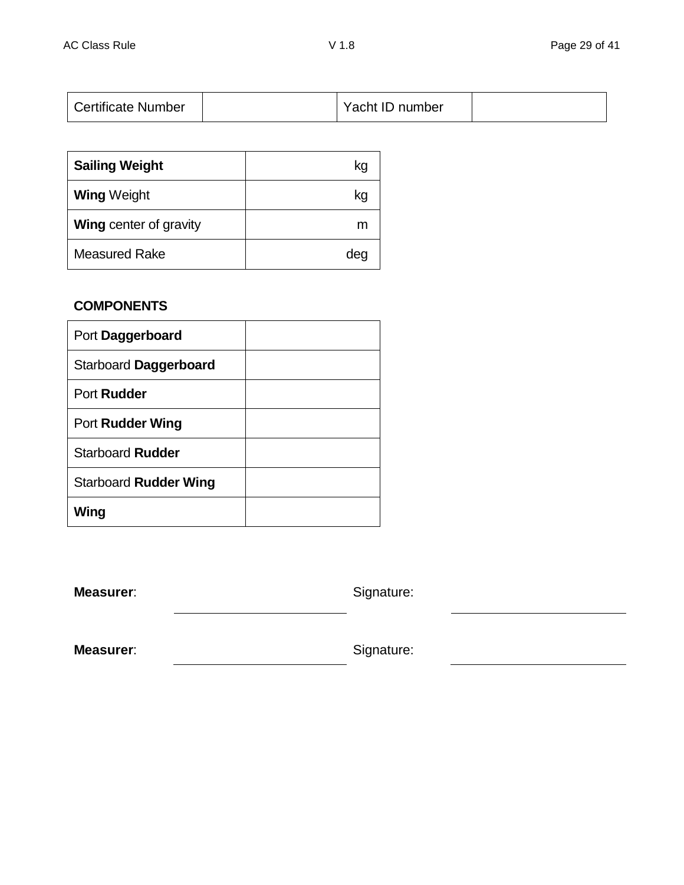| Certificate Number | | Yacht ID number | |
|---|---|---|---|

| **Sailing Weight** | kg |
|---|---|
| **Wing** Weight | kg |
| **Wing** center of gravity | m |
| Measured Rake | deg |

**COMPONENTS**

| Port **Daggerboard** | |
|---|---|
| Starboard **Daggerboard** | |
| Port **Rudder** | |
| Port **Rudder Wing** | |
| Starboard **Rudder** | |
| Starboard **Rudder Wing** | |
| **Wing** | |

**Measurer**: ______________________ Signature: ______________________

**Measurer**: ______________________ Signature: ______________________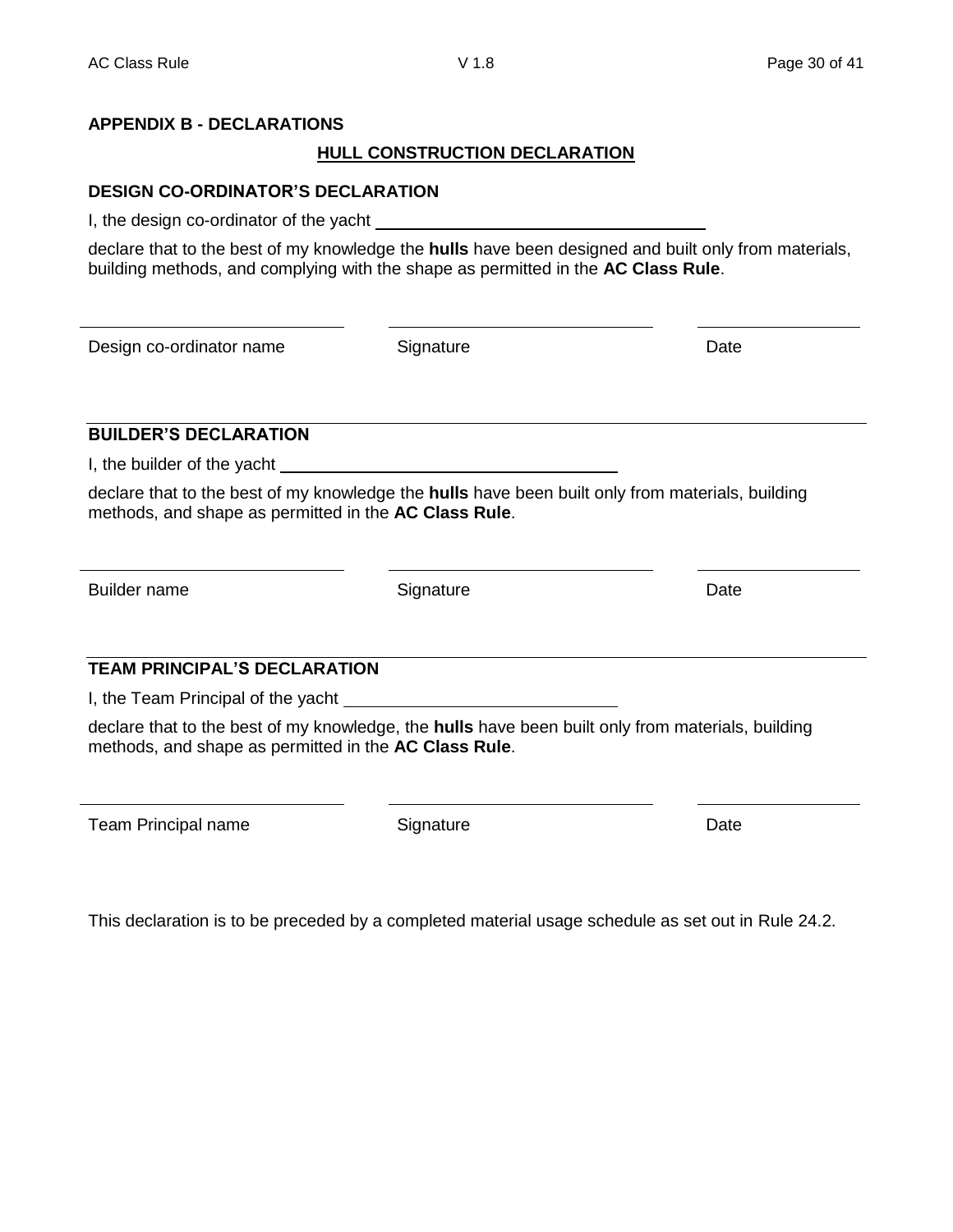## APPENDIX B - DECLARATIONS

### HULL CONSTRUCTION DECLARATION

**DESIGN CO-ORDINATOR'S DECLARATION**

I, the design co-ordinator of the yacht \_\_\_\_\_\_\_\_\_\_\_\_\_\_\_\_\_\_\_\_\_\_\_\_\_\_\_\_\_\_\_\_\_\_

declare that to the best of my knowledge the **hulls** have been designed and built only from materials, building methods, and complying with the shape as permitted in the **AC Class Rule**.

| \_\_\_\_\_\_\_\_\_\_\_\_\_\_\_\_\_\_\_\_\_\_\_\_\_\_ | \_\_\_\_\_\_\_\_\_\_\_\_\_\_\_\_\_\_\_\_\_\_\_\_\_\_ | \_\_\_\_\_\_\_\_\_\_\_\_\_\_\_\_ |
|---|---|---|
| Design co-ordinator name | Signature | Date |

**BUILDER'S DECLARATION**

I, the builder of the yacht \_\_\_\_\_\_\_\_\_\_\_\_\_\_\_\_\_\_\_\_\_\_\_\_\_\_\_\_\_\_\_\_\_\_

declare that to the best of my knowledge the **hulls** have been built only from materials, building methods, and shape as permitted in the **AC Class Rule**.

| \_\_\_\_\_\_\_\_\_\_\_\_\_\_\_\_\_\_\_\_\_\_\_\_\_\_ | \_\_\_\_\_\_\_\_\_\_\_\_\_\_\_\_\_\_\_\_\_\_\_\_\_\_ | \_\_\_\_\_\_\_\_\_\_\_\_\_\_\_\_ |
|---|---|---|
| Builder name | Signature | Date |

**TEAM PRINCIPAL'S DECLARATION**

I, the Team Principal of the yacht \_\_\_\_\_\_\_\_\_\_\_\_\_\_\_\_\_\_\_\_\_\_\_\_\_\_

declare that to the best of my knowledge, the **hulls** have been built only from materials, building methods, and shape as permitted in the **AC Class Rule**.

| \_\_\_\_\_\_\_\_\_\_\_\_\_\_\_\_\_\_\_\_\_\_\_\_\_\_ | \_\_\_\_\_\_\_\_\_\_\_\_\_\_\_\_\_\_\_\_\_\_\_\_\_\_ | \_\_\_\_\_\_\_\_\_\_\_\_\_\_\_\_ |
|---|---|---|
| Team Principal name | Signature | Date |

This declaration is to be preceded by a completed material usage schedule as set out in Rule 24.2.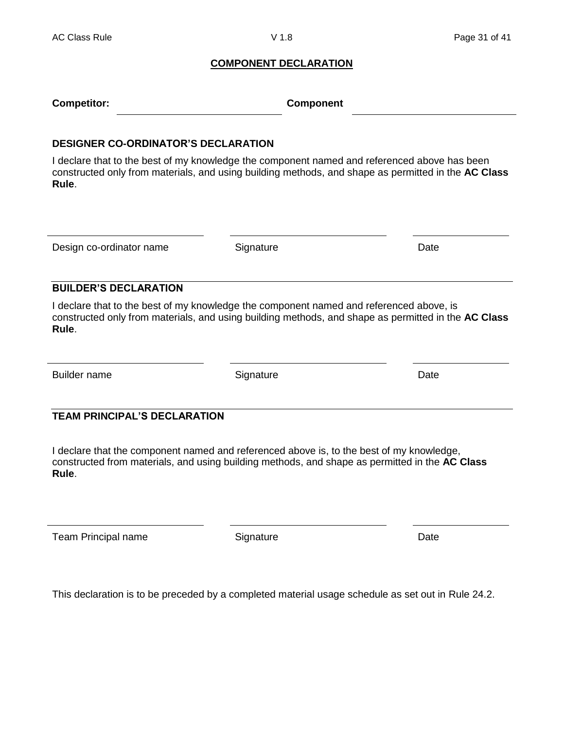## COMPONENT DECLARATION

**Competitor:** \_\_\_\_\_\_\_\_\_\_\_\_\_\_\_\_\_\_\_\_\_\_\_\_\_\_ **Component** \_\_\_\_\_\_\_\_\_\_\_\_\_\_\_\_\_\_\_\_\_\_\_\_\_\_

### DESIGNER CO-ORDINATOR'S DECLARATION

I declare that to the best of my knowledge the component named and referenced above has been constructed only from materials, and using building methods, and shape as permitted in the **AC Class Rule**.

| Design co-ordinator name | Signature | Date |
|---|---|---|
| | | |

### BUILDER'S DECLARATION

I declare that to the best of my knowledge the component named and referenced above, is constructed only from materials, and using building methods, and shape as permitted in the **AC Class Rule**.

| Builder name | Signature | Date |
|---|---|---|
| | | |

### TEAM PRINCIPAL'S DECLARATION

I declare that the component named and referenced above is, to the best of my knowledge, constructed from materials, and using building methods, and shape as permitted in the **AC Class Rule**.

| Team Principal name | Signature | Date |
|---|---|---|
| | | |

This declaration is to be preceded by a completed material usage schedule as set out in Rule 24.2.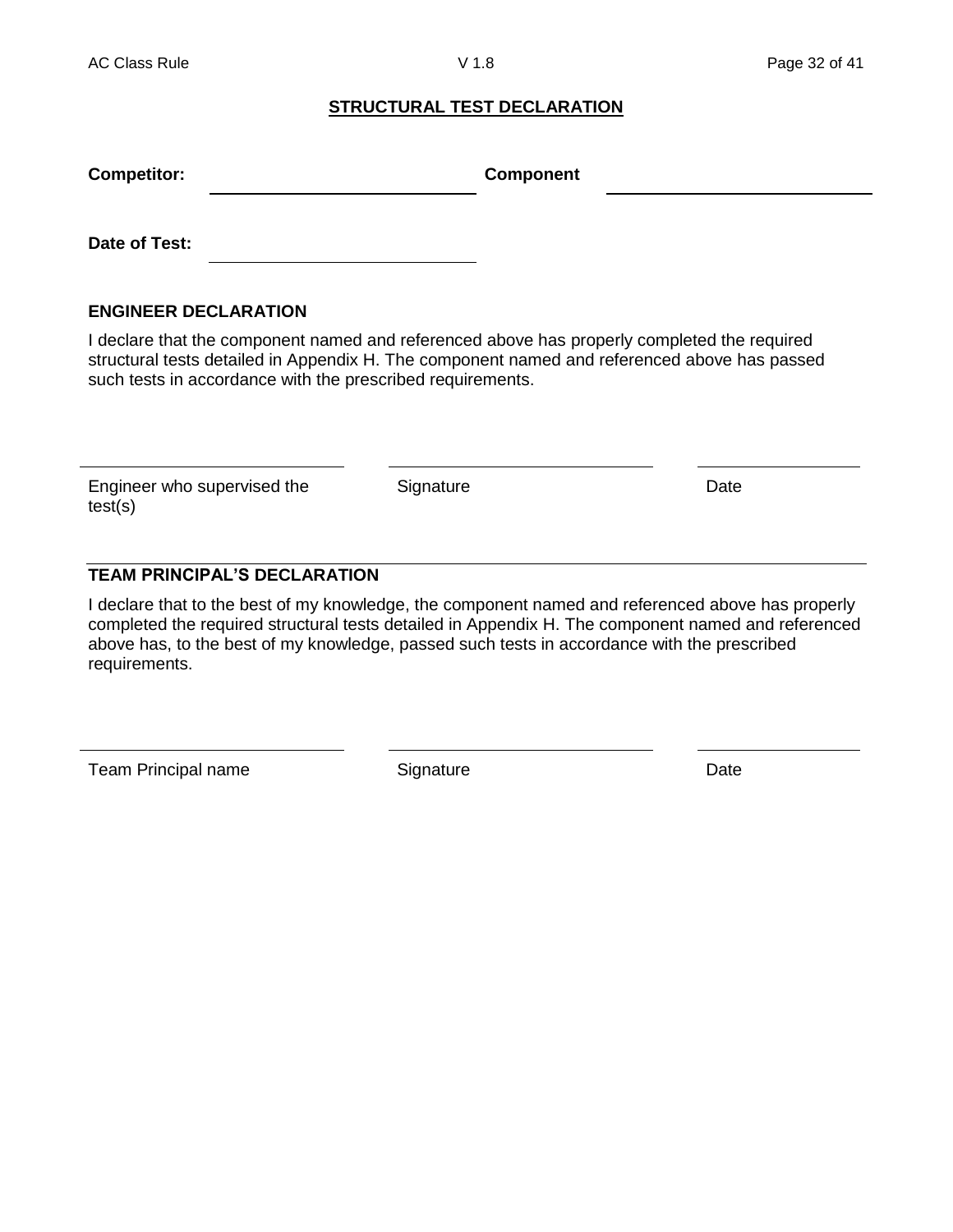## STRUCTURAL TEST DECLARATION

**Competitor:** ______________________ **Component** ______________________

**Date of Test:** ______________________

### ENGINEER DECLARATION

I declare that the component named and referenced above has properly completed the required structural tests detailed in Appendix H. The component named and referenced above has passed such tests in accordance with the prescribed requirements.

| ______________________ | ______________________ | ______________ |
|---|---|---|
| Engineer who supervised the test(s) | Signature | Date |

### TEAM PRINCIPAL'S DECLARATION

I declare that to the best of my knowledge, the component named and referenced above has properly completed the required structural tests detailed in Appendix H. The component named and referenced above has, to the best of my knowledge, passed such tests in accordance with the prescribed requirements.

| ______________________ | ______________________ | ______________ |
|---|---|---|
| Team Principal name | Signature | Date |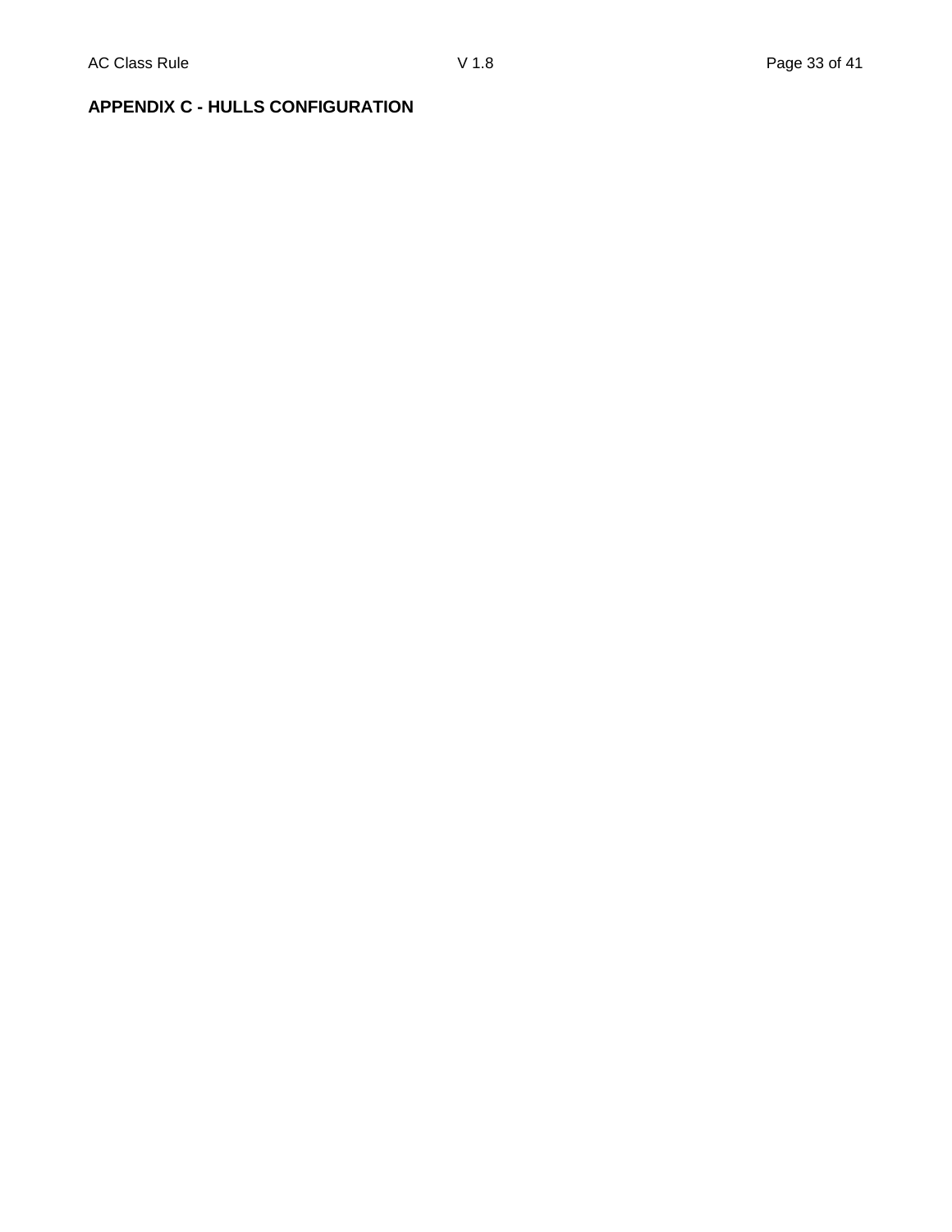## APPENDIX C - HULLS CONFIGURATION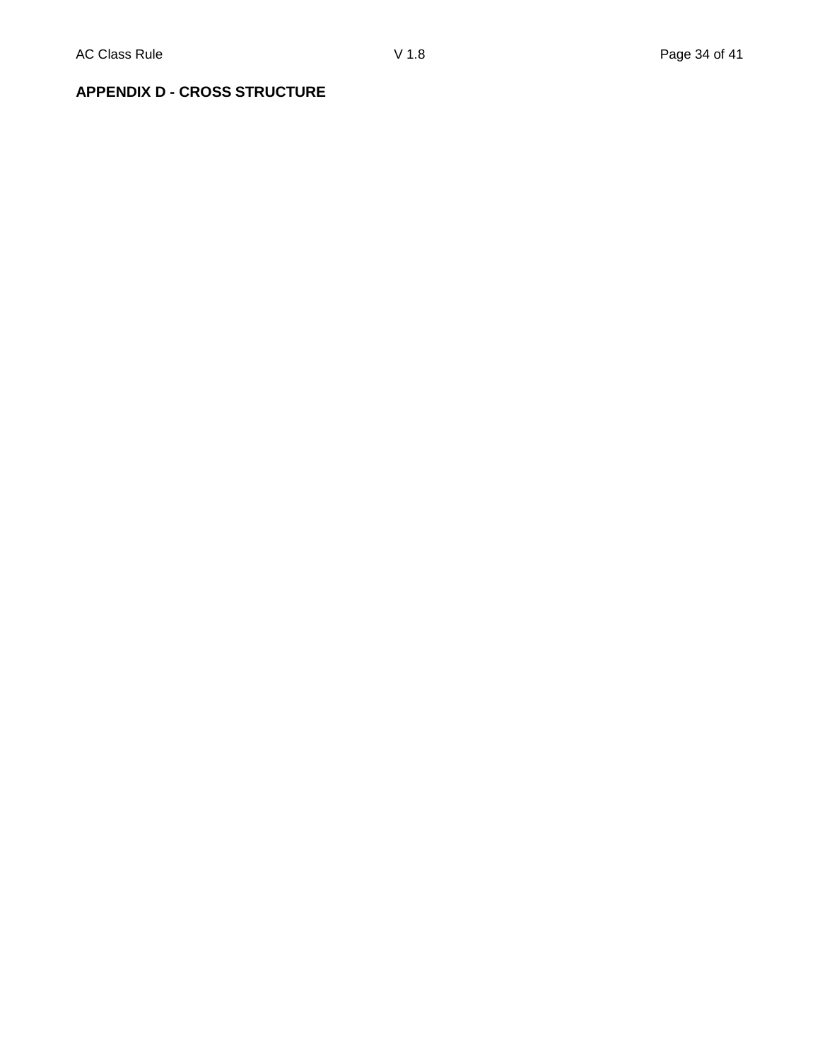**APPENDIX D - CROSS STRUCTURE**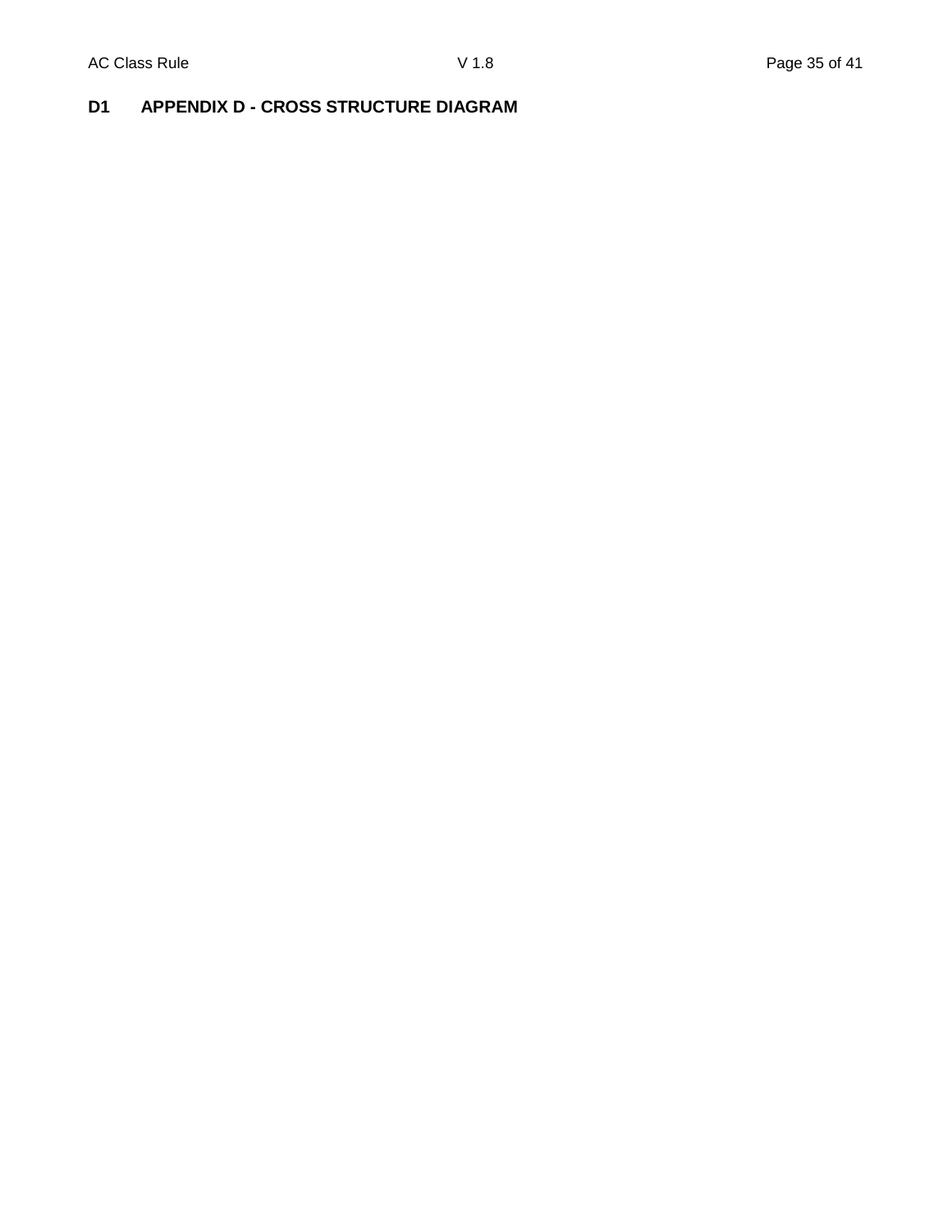## D1 APPENDIX D - CROSS STRUCTURE DIAGRAM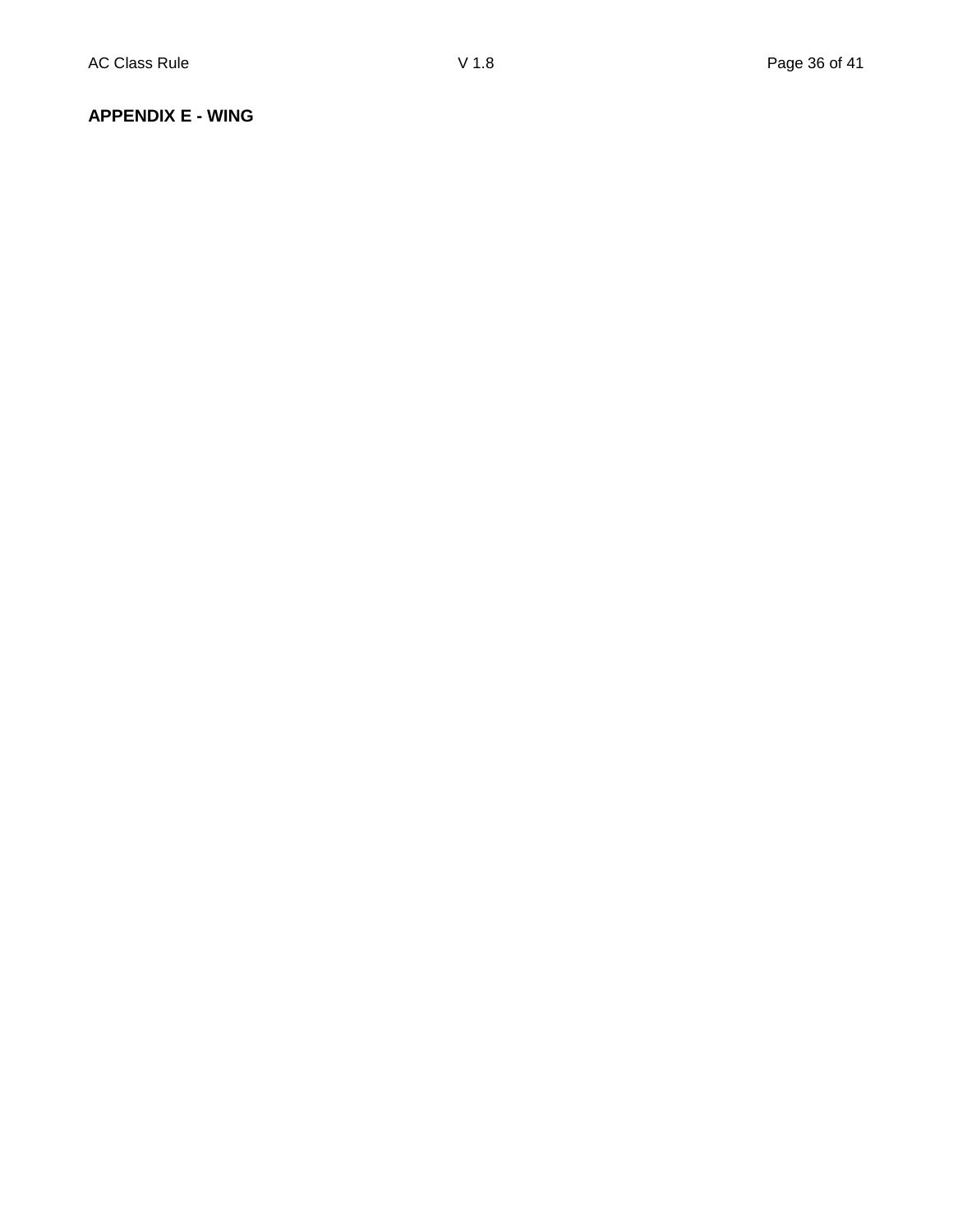**APPENDIX E - WING**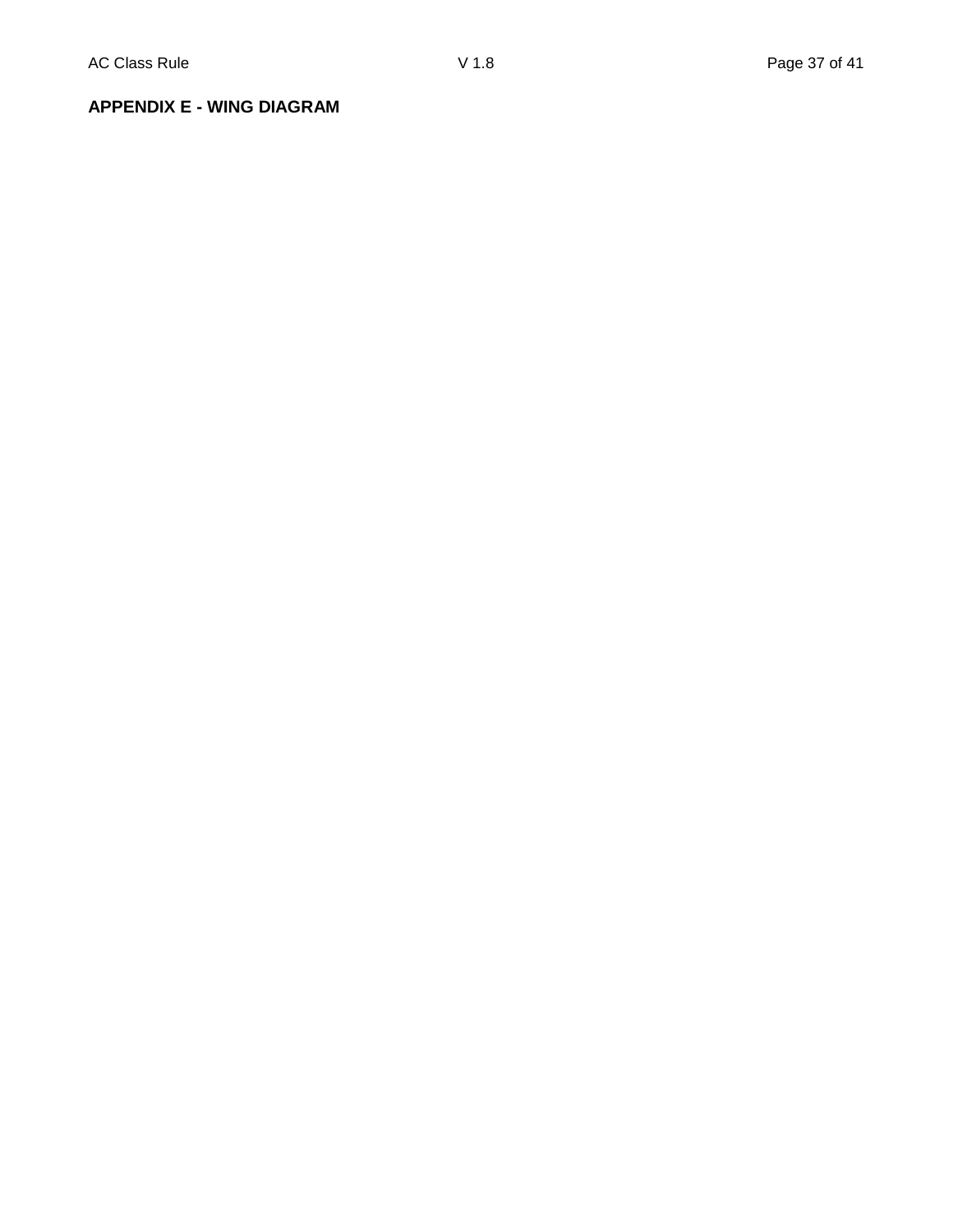**APPENDIX E - WING DIAGRAM**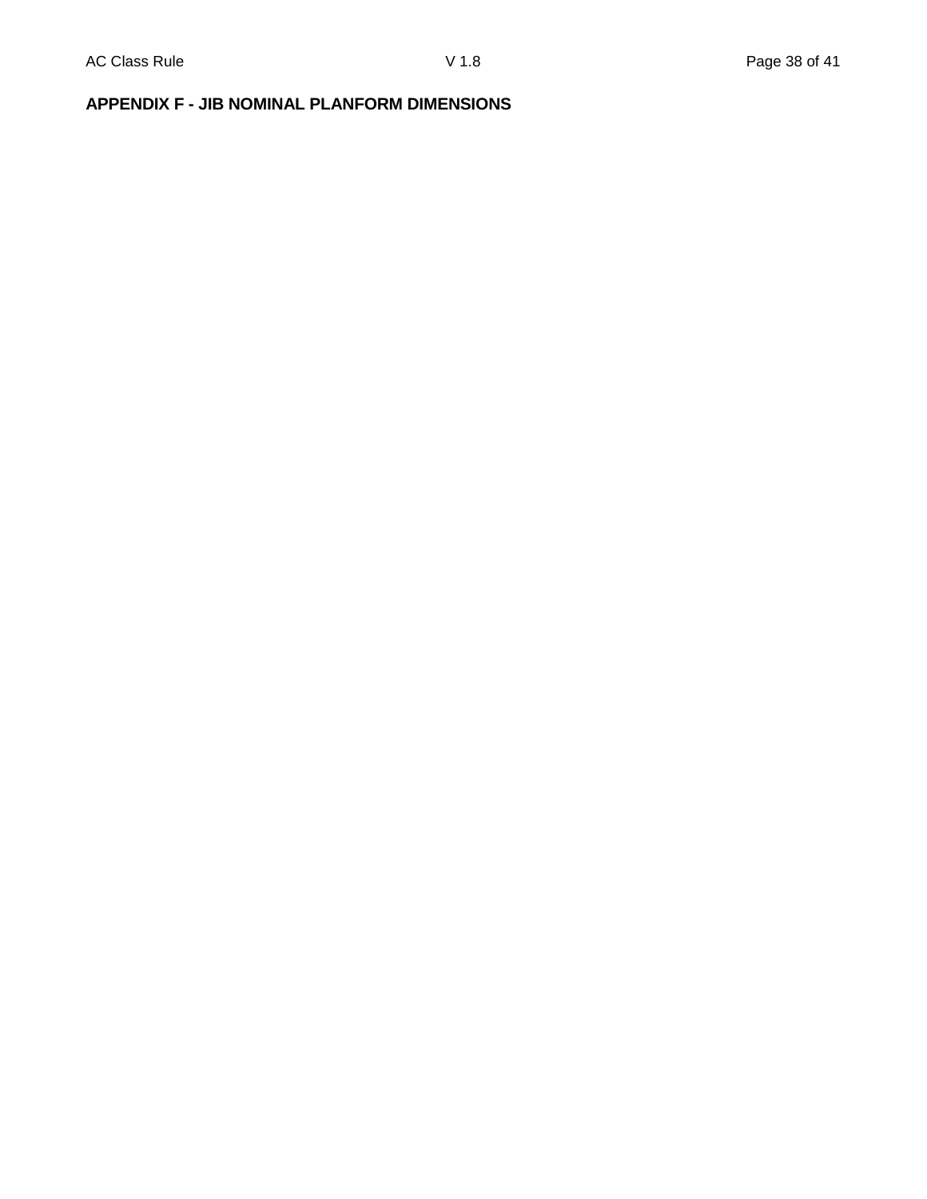## APPENDIX F - JIB NOMINAL PLANFORM DIMENSIONS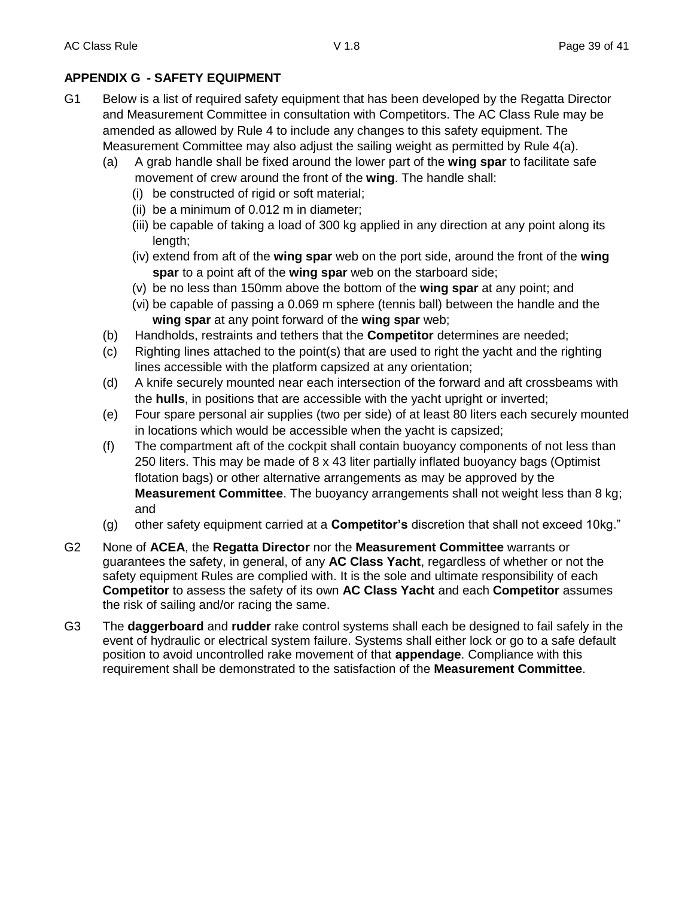## APPENDIX G - SAFETY EQUIPMENT

G1 Below is a list of required safety equipment that has been developed by the Regatta Director and Measurement Committee in consultation with Competitors. The AC Class Rule may be amended as allowed by Rule 4 to include any changes to this safety equipment. The Measurement Committee may also adjust the sailing weight as permitted by Rule 4(a).

- (a) A grab handle shall be fixed around the lower part of the **wing spar** to facilitate safe movement of crew around the front of the **wing**. The handle shall:
  - (i) be constructed of rigid or soft material;
  - (ii) be a minimum of 0.012 m in diameter;
  - (iii) be capable of taking a load of 300 kg applied in any direction at any point along its length;
  - (iv) extend from aft of the **wing spar** web on the port side, around the front of the **wing spar** to a point aft of the **wing spar** web on the starboard side;
  - (v) be no less than 150mm above the bottom of the **wing spar** at any point; and
  - (vi) be capable of passing a 0.069 m sphere (tennis ball) between the handle and the **wing spar** at any point forward of the **wing spar** web;
- (b) Handholds, restraints and tethers that the **Competitor** determines are needed;
- (c) Righting lines attached to the point(s) that are used to right the yacht and the righting lines accessible with the platform capsized at any orientation;
- (d) A knife securely mounted near each intersection of the forward and aft crossbeams with the **hulls**, in positions that are accessible with the yacht upright or inverted;
- (e) Four spare personal air supplies (two per side) of at least 80 liters each securely mounted in locations which would be accessible when the yacht is capsized;
- (f) The compartment aft of the cockpit shall contain buoyancy components of not less than 250 liters. This may be made of 8 x 43 liter partially inflated buoyancy bags (Optimist flotation bags) or other alternative arrangements as may be approved by the **Measurement Committee**. The buoyancy arrangements shall not weight less than 8 kg; and
- (g) other safety equipment carried at a **Competitor's** discretion that shall not exceed 10kg."

G2 None of **ACEA**, the **Regatta Director** nor the **Measurement Committee** warrants or guarantees the safety, in general, of any **AC Class Yacht**, regardless of whether or not the safety equipment Rules are complied with. It is the sole and ultimate responsibility of each **Competitor** to assess the safety of its own **AC Class Yacht** and each **Competitor** assumes the risk of sailing and/or racing the same.

G3 The **daggerboard** and **rudder** rake control systems shall each be designed to fail safely in the event of hydraulic or electrical system failure. Systems shall either lock or go to a safe default position to avoid uncontrolled rake movement of that **appendage**. Compliance with this requirement shall be demonstrated to the satisfaction of the **Measurement Committee**.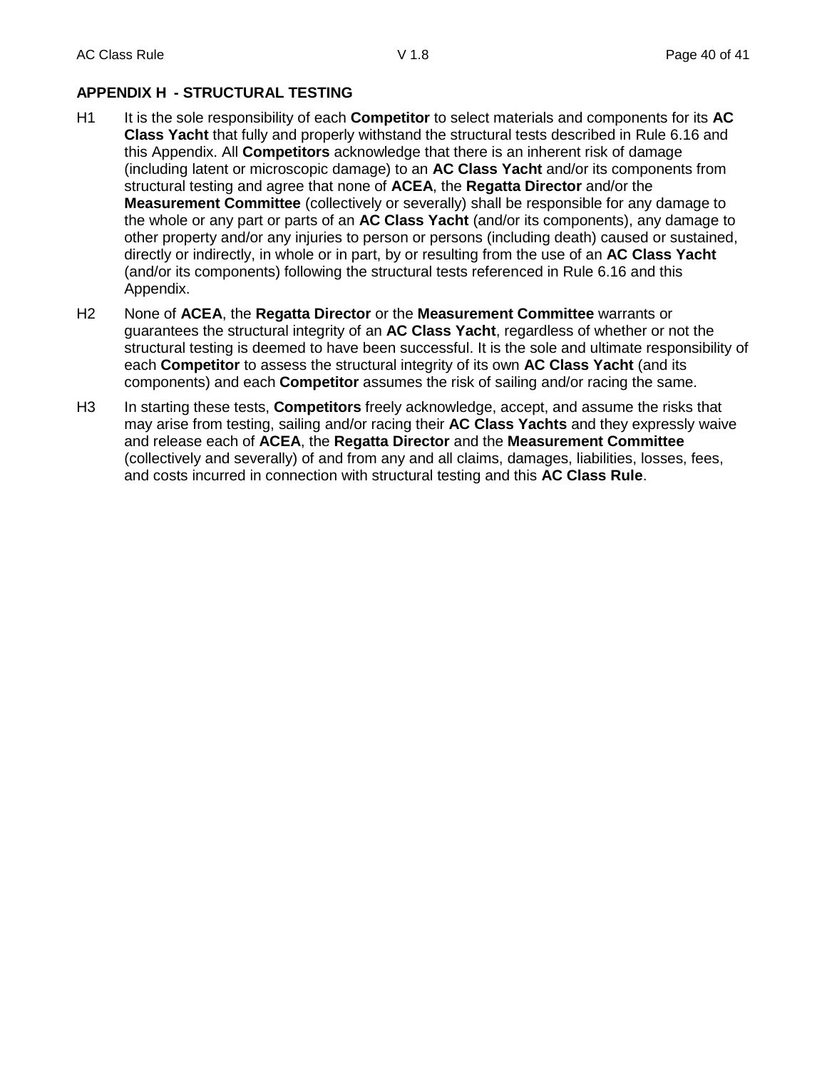## APPENDIX H - STRUCTURAL TESTING

H1 It is the sole responsibility of each **Competitor** to select materials and components for its **AC Class Yacht** that fully and properly withstand the structural tests described in Rule 6.16 and this Appendix. All **Competitors** acknowledge that there is an inherent risk of damage (including latent or microscopic damage) to an **AC Class Yacht** and/or its components from structural testing and agree that none of **ACEA**, the **Regatta Director** and/or the **Measurement Committee** (collectively or severally) shall be responsible for any damage to the whole or any part or parts of an **AC Class Yacht** (and/or its components), any damage to other property and/or any injuries to person or persons (including death) caused or sustained, directly or indirectly, in whole or in part, by or resulting from the use of an **AC Class Yacht** (and/or its components) following the structural tests referenced in Rule 6.16 and this Appendix.

H2 None of **ACEA**, the **Regatta Director** or the **Measurement Committee** warrants or guarantees the structural integrity of an **AC Class Yacht**, regardless of whether or not the structural testing is deemed to have been successful. It is the sole and ultimate responsibility of each **Competitor** to assess the structural integrity of its own **AC Class Yacht** (and its components) and each **Competitor** assumes the risk of sailing and/or racing the same.

H3 In starting these tests, **Competitors** freely acknowledge, accept, and assume the risks that may arise from testing, sailing and/or racing their **AC Class Yachts** and they expressly waive and release each of **ACEA**, the **Regatta Director** and the **Measurement Committee** (collectively and severally) of and from any and all claims, damages, liabilities, losses, fees, and costs incurred in connection with structural testing and this **AC Class Rule**.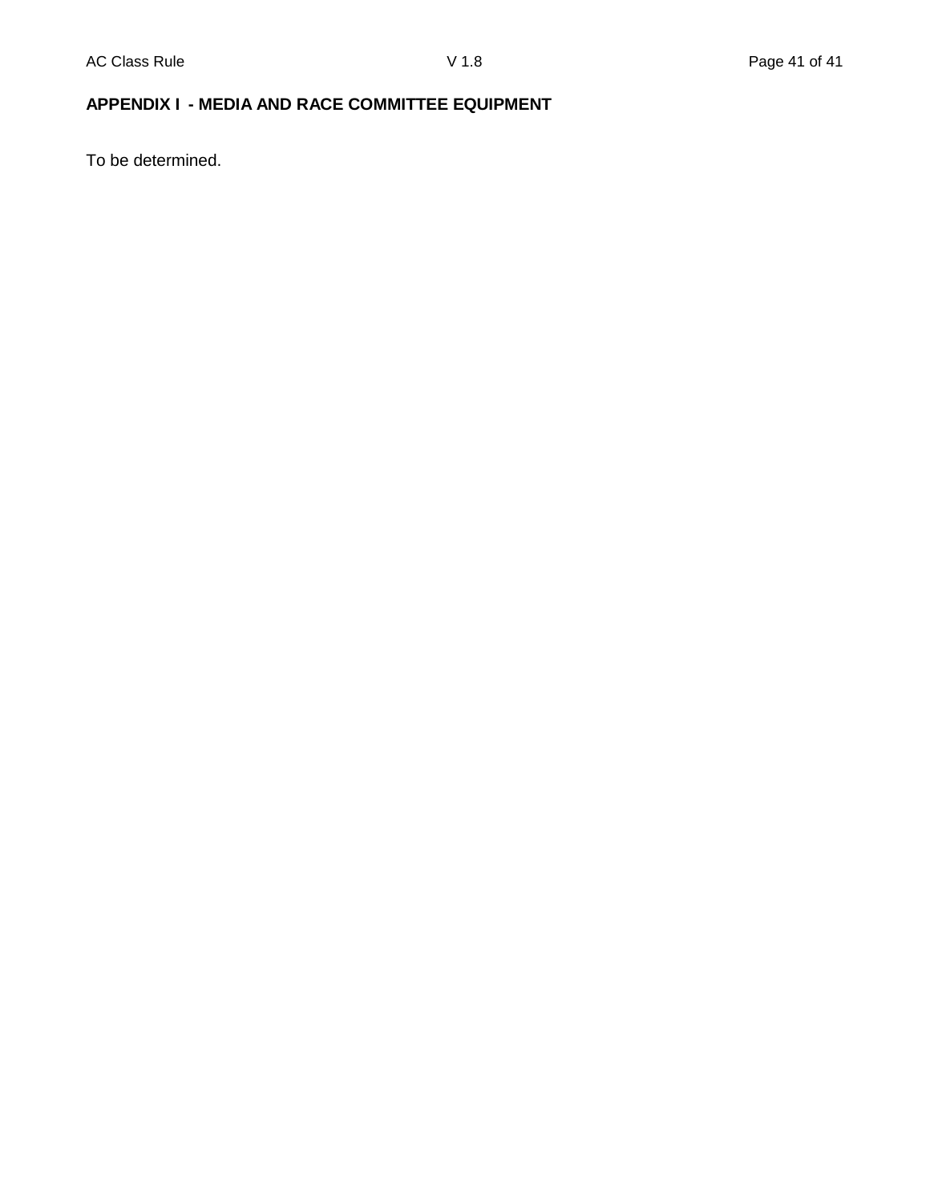## APPENDIX I - MEDIA AND RACE COMMITTEE EQUIPMENT

To be determined.